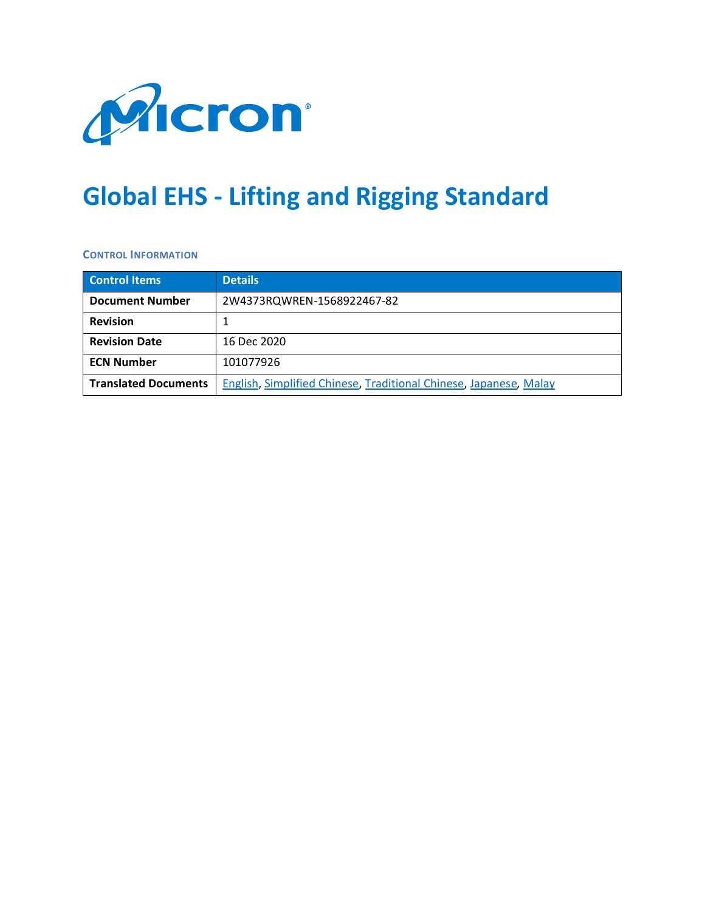Micron®

# Global EHS - Lifting and Rigging Standard

### CONTROL INFORMATION

| Control Items | Details |
| --- | --- |
| **Document Number** | 2W4373RQWREN-1568922467-82 |
| **Revision** | 1 |
| **Revision Date** | 16 Dec 2020 |
| **ECN Number** | 101077926 |
| **Translated Documents** | English, Simplified Chinese, Traditional Chinese, Japanese, Malay |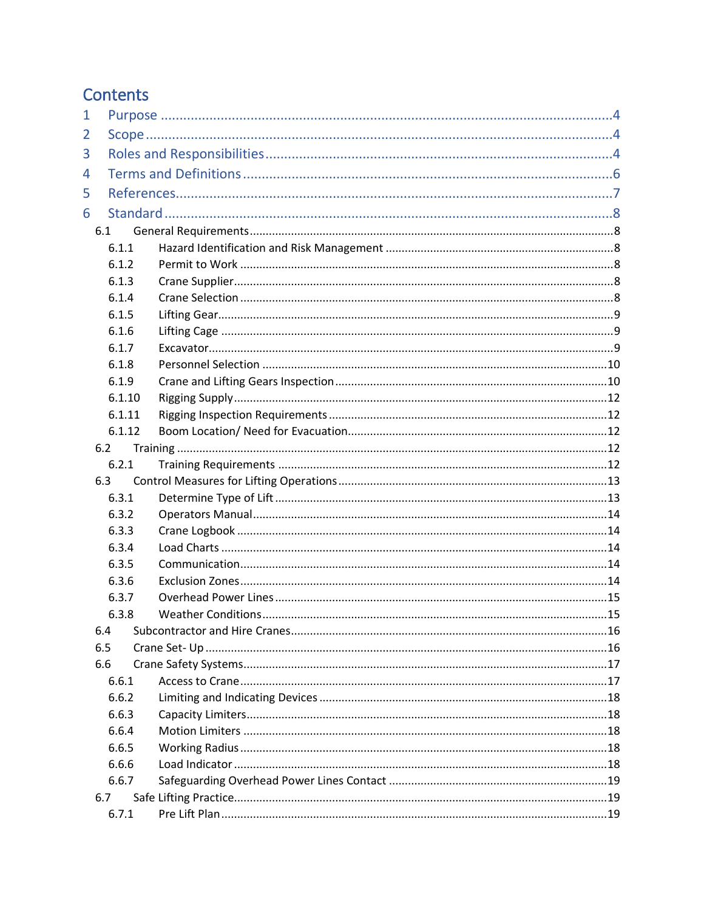# Contents

1 Purpose ....................................................................................................4
2 Scope ........................................................................................................4
3 Roles and Responsibilities ...........................................................................4
4 Terms and Definitions ..................................................................................6
5 References..................................................................................................7
6 Standard .....................................................................................................8
  6.1 General Requirements..............................................................................8
    6.1.1 Hazard Identification and Risk Management ........................................8
    6.1.2 Permit to Work ....................................................................................8
    6.1.3 Crane Supplier.....................................................................................8
    6.1.4 Crane Selection ...................................................................................8
    6.1.5 Lifting Gear..........................................................................................9
    6.1.6 Lifting Cage .........................................................................................9
    6.1.7 Excavator.............................................................................................9
    6.1.8 Personnel Selection ...........................................................................10
    6.1.9 Crane and Lifting Gears Inspection.....................................................10
    6.1.10 Rigging Supply..................................................................................12
    6.1.11 Rigging Inspection Requirements ......................................................12
    6.1.12 Boom Location/ Need for Evacuation.................................................12
  6.2 Training .................................................................................................12
    6.2.1 Training Requirements .......................................................................12
  6.3 Control Measures for Lifting Operations..................................................13
    6.3.1 Determine Type of Lift ........................................................................13
    6.3.2 Operators Manual...............................................................................14
    6.3.3 Crane Logbook ...................................................................................14
    6.3.4 Load Charts .......................................................................................14
    6.3.5 Communication..................................................................................14
    6.3.6 Exclusion Zones..................................................................................14
    6.3.7 Overhead Power Lines ........................................................................15
    6.3.8 Weather Conditions............................................................................15
  6.4 Subcontractor and Hire Cranes................................................................16
  6.5 Crane Set- Up ..........................................................................................16
  6.6 Crane Safety Systems..............................................................................17
    6.6.1 Access to Crane..................................................................................17
    6.6.2 Limiting and Indicating Devices ..........................................................18
    6.6.3 Capacity Limiters................................................................................18
    6.6.4 Motion Limiters .................................................................................18
    6.6.5 Working Radius...................................................................................18
    6.6.6 Load Indicator ....................................................................................18
    6.6.7 Safeguarding Overhead Power Lines Contact .....................................19
  6.7 Safe Lifting Practice.................................................................................19
    6.7.1 Pre Lift Plan........................................................................................19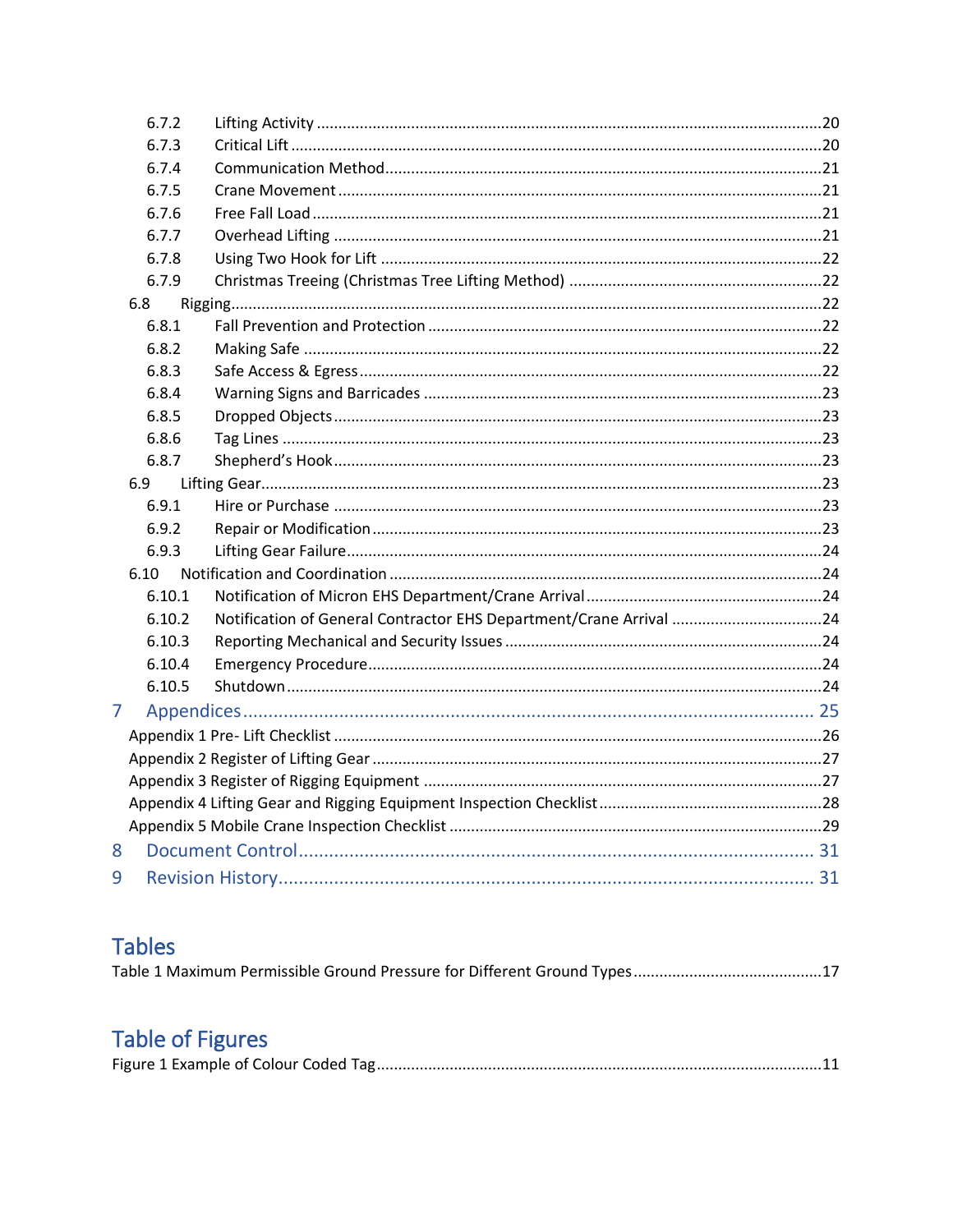6.7.2 Lifting Activity ....................................................................................................20
6.7.3 Critical Lift ...........................................................................................................20
6.7.4 Communication Method.....................................................................................21
6.7.5 Crane Movement ................................................................................................21
6.7.6 Free Fall Load ......................................................................................................21
6.7.7 Overhead Lifting .................................................................................................21
6.7.8 Using Two Hook for Lift ......................................................................................22
6.7.9 Christmas Treeing (Christmas Tree Lifting Method) ...........................................22

6.8 Rigging.........................................................................................................................22
6.8.1 Fall Prevention and Protection ...........................................................................22
6.8.2 Making Safe ........................................................................................................22
6.8.3 Safe Access & Egress...........................................................................................22
6.8.4 Warning Signs and Barricades ............................................................................23
6.8.5 Dropped Objects.................................................................................................23
6.8.6 Tag Lines .............................................................................................................23
6.8.7 Shepherd's Hook.................................................................................................23

6.9 Lifting Gear...................................................................................................................23
6.9.1 Hire or Purchase .................................................................................................23
6.9.2 Repair or Modification........................................................................................23
6.9.3 Lifting Gear Failure..............................................................................................24

6.10 Notification and Coordination ....................................................................................24
6.10.1 Notification of Micron EHS Department/Crane Arrival .......................................24
6.10.2 Notification of General Contractor EHS Department/Crane Arrival ...................24
6.10.3 Reporting Mechanical and Security Issues ..........................................................24
6.10.4 Emergency Procedure.........................................................................................24
6.10.5 Shutdown............................................................................................................24

7 Appendices................................................................................................................. 25

Appendix 1 Pre- Lift Checklist .................................................................................................26
Appendix 2 Register of Lifting Gear ........................................................................................27
Appendix 3 Register of Rigging Equipment ............................................................................27
Appendix 4 Lifting Gear and Rigging Equipment Inspection Checklist....................................28
Appendix 5 Mobile Crane Inspection Checklist ......................................................................29

8 Document Control..................................................................................................... 31

9 Revision History......................................................................................................... 31

# Tables

Table 1 Maximum Permissible Ground Pressure for Different Ground Types...........................................17

# Table of Figures

Figure 1 Example of Colour Coded Tag......................................................................................................11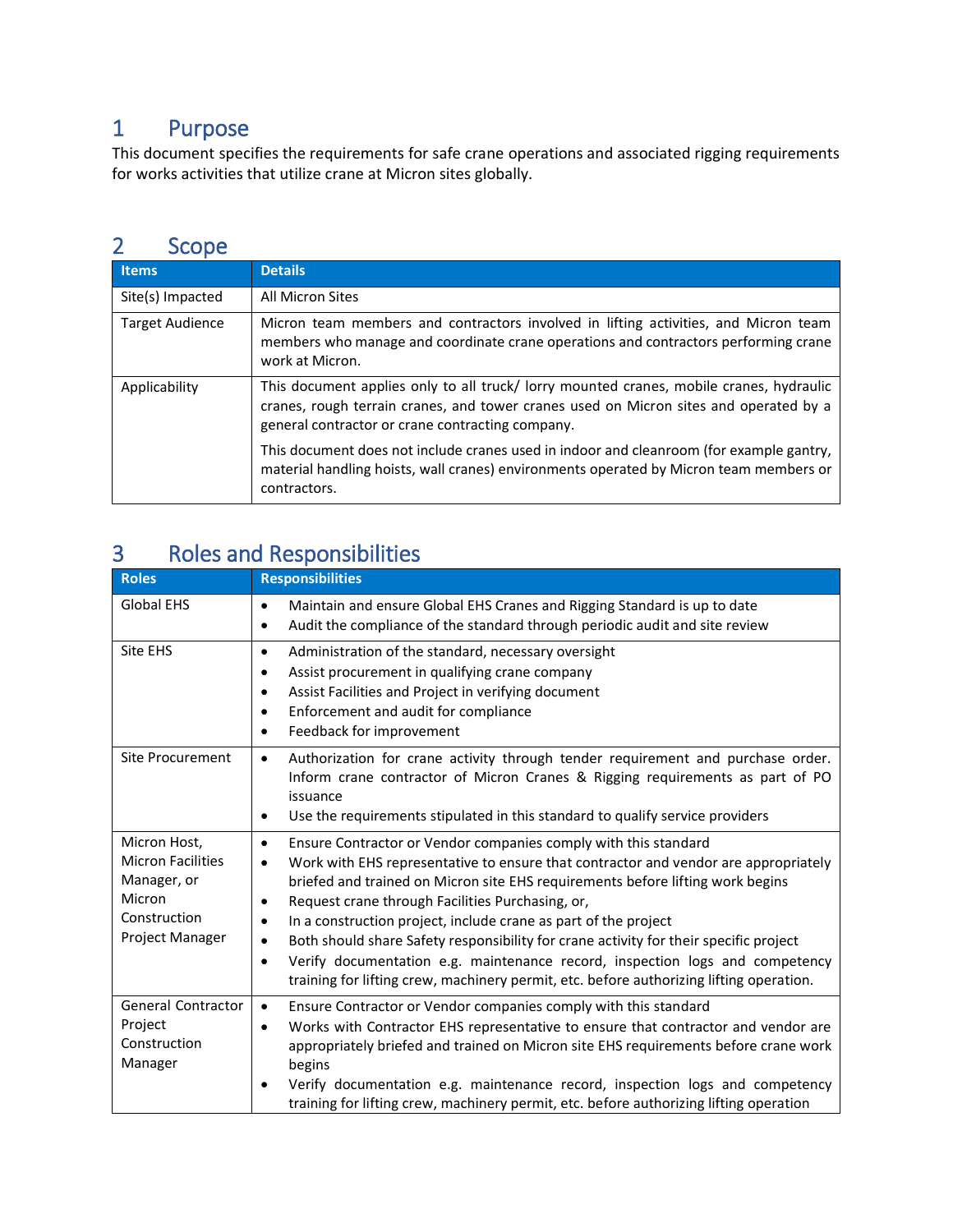# 1 Purpose

This document specifies the requirements for safe crane operations and associated rigging requirements for works activities that utilize crane at Micron sites globally.

# 2 Scope

| Items | Details |
|---|---|
| Site(s) Impacted | All Micron Sites |
| Target Audience | Micron team members and contractors involved in lifting activities, and Micron team members who manage and coordinate crane operations and contractors performing crane work at Micron. |
| Applicability | This document applies only to all truck/ lorry mounted cranes, mobile cranes, hydraulic cranes, rough terrain cranes, and tower cranes used on Micron sites and operated by a general contractor or crane contracting company.<br><br>This document does not include cranes used in indoor and cleanroom (for example gantry, material handling hoists, wall cranes) environments operated by Micron team members or contractors. |

# 3 Roles and Responsibilities

| Roles | Responsibilities |
|---|---|
| Global EHS | • Maintain and ensure Global EHS Cranes and Rigging Standard is up to date<br>• Audit the compliance of the standard through periodic audit and site review |
| Site EHS | • Administration of the standard, necessary oversight<br>• Assist procurement in qualifying crane company<br>• Assist Facilities and Project in verifying document<br>• Enforcement and audit for compliance<br>• Feedback for improvement |
| Site Procurement | • Authorization for crane activity through tender requirement and purchase order. Inform crane contractor of Micron Cranes & Rigging requirements as part of PO issuance<br>• Use the requirements stipulated in this standard to qualify service providers |
| Micron Host, Micron Facilities Manager, or Micron Construction Project Manager | • Ensure Contractor or Vendor companies comply with this standard<br>• Work with EHS representative to ensure that contractor and vendor are appropriately briefed and trained on Micron site EHS requirements before lifting work begins<br>• Request crane through Facilities Purchasing, or,<br>• In a construction project, include crane as part of the project<br>• Both should share Safety responsibility for crane activity for their specific project<br>• Verify documentation e.g. maintenance record, inspection logs and competency training for lifting crew, machinery permit, etc. before authorizing lifting operation. |
| General Contractor Project Construction Manager | • Ensure Contractor or Vendor companies comply with this standard<br>• Works with Contractor EHS representative to ensure that contractor and vendor are appropriately briefed and trained on Micron site EHS requirements before crane work begins<br>• Verify documentation e.g. maintenance record, inspection logs and competency training for lifting crew, machinery permit, etc. before authorizing lifting operation |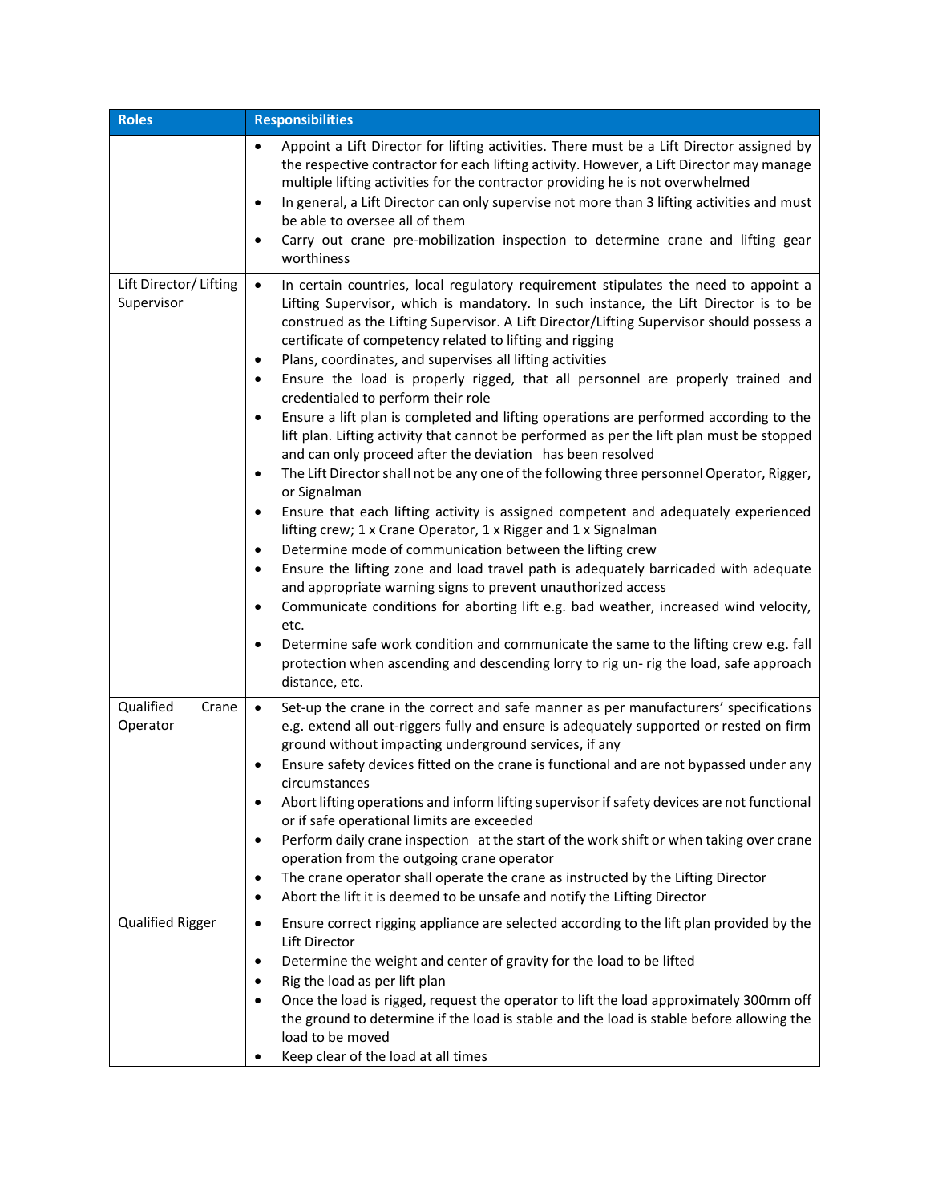| Roles | Responsibilities |
|---|---|
| | • Appoint a Lift Director for lifting activities. There must be a Lift Director assigned by the respective contractor for each lifting activity. However, a Lift Director may manage multiple lifting activities for the contractor providing he is not overwhelmed<br>• In general, a Lift Director can only supervise not more than 3 lifting activities and must be able to oversee all of them<br>• Carry out crane pre-mobilization inspection to determine crane and lifting gear worthiness |
| Lift Director/ Lifting Supervisor | • In certain countries, local regulatory requirement stipulates the need to appoint a Lifting Supervisor, which is mandatory. In such instance, the Lift Director is to be construed as the Lifting Supervisor. A Lift Director/Lifting Supervisor should possess a certificate of competency related to lifting and rigging<br>• Plans, coordinates, and supervises all lifting activities<br>• Ensure the load is properly rigged, that all personnel are properly trained and credentialed to perform their role<br>• Ensure a lift plan is completed and lifting operations are performed according to the lift plan. Lifting activity that cannot be performed as per the lift plan must be stopped and can only proceed after the deviation has been resolved<br>• The Lift Director shall not be any one of the following three personnel Operator, Rigger, or Signalman<br>• Ensure that each lifting activity is assigned competent and adequately experienced lifting crew; 1 x Crane Operator, 1 x Rigger and 1 x Signalman<br>• Determine mode of communication between the lifting crew<br>• Ensure the lifting zone and load travel path is adequately barricaded with adequate and appropriate warning signs to prevent unauthorized access<br>• Communicate conditions for aborting lift e.g. bad weather, increased wind velocity, etc.<br>• Determine safe work condition and communicate the same to the lifting crew e.g. fall protection when ascending and descending lorry to rig un- rig the load, safe approach distance, etc. |
| Qualified Crane Operator | • Set-up the crane in the correct and safe manner as per manufacturers' specifications e.g. extend all out-riggers fully and ensure is adequately supported or rested on firm ground without impacting underground services, if any<br>• Ensure safety devices fitted on the crane is functional and are not bypassed under any circumstances<br>• Abort lifting operations and inform lifting supervisor if safety devices are not functional or if safe operational limits are exceeded<br>• Perform daily crane inspection at the start of the work shift or when taking over crane operation from the outgoing crane operator<br>• The crane operator shall operate the crane as instructed by the Lifting Director<br>• Abort the lift it is deemed to be unsafe and notify the Lifting Director |
| Qualified Rigger | • Ensure correct rigging appliance are selected according to the lift plan provided by the Lift Director<br>• Determine the weight and center of gravity for the load to be lifted<br>• Rig the load as per lift plan<br>• Once the load is rigged, request the operator to lift the load approximately 300mm off the ground to determine if the load is stable and the load is stable before allowing the load to be moved<br>• Keep clear of the load at all times |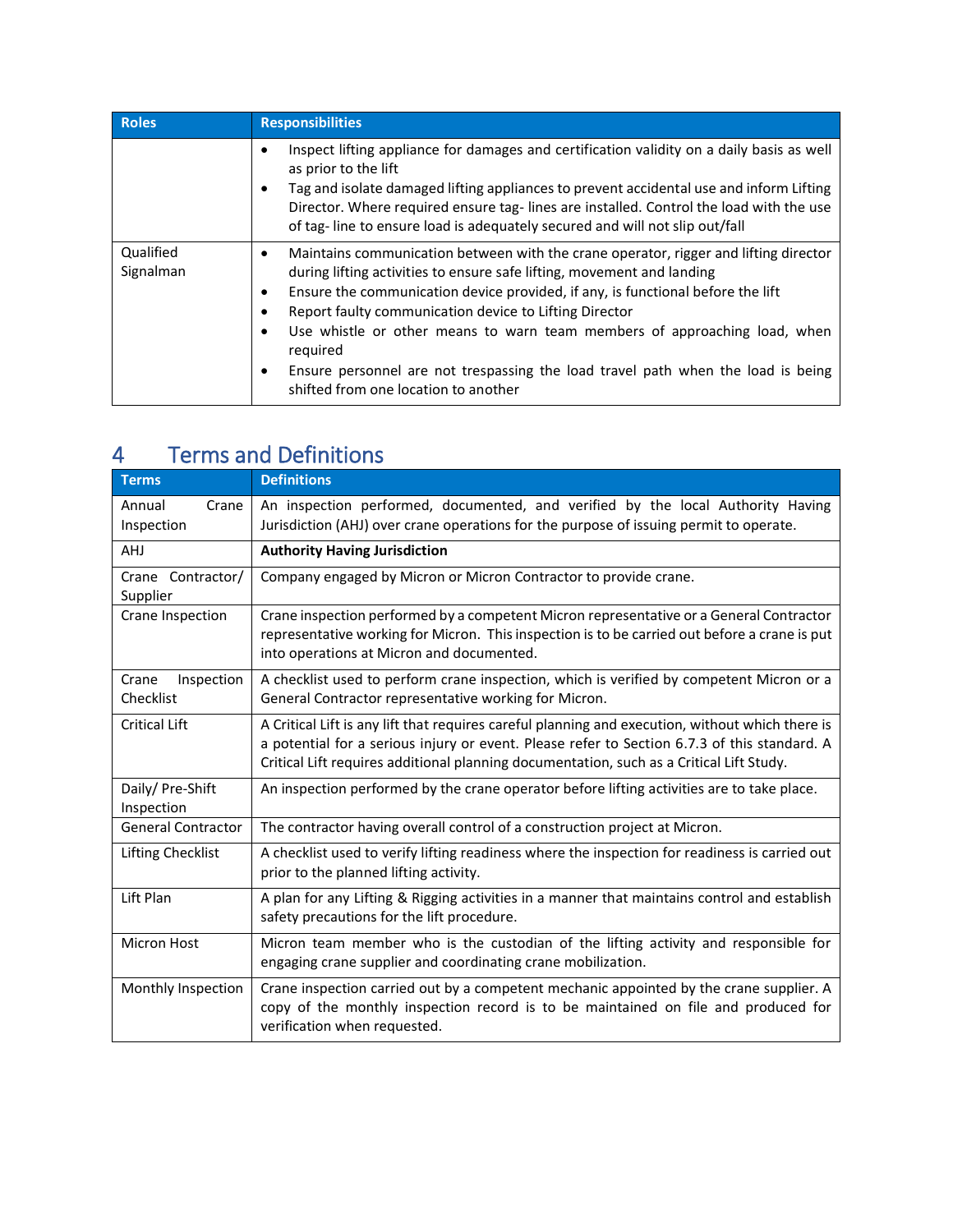| Roles | Responsibilities |
|---|---|
| | • Inspect lifting appliance for damages and certification validity on a daily basis as well as prior to the lift<br>• Tag and isolate damaged lifting appliances to prevent accidental use and inform Lifting Director. Where required ensure tag- lines are installed. Control the load with the use of tag- line to ensure load is adequately secured and will not slip out/fall |
| Qualified Signalman | • Maintains communication between with the crane operator, rigger and lifting director during lifting activities to ensure safe lifting, movement and landing<br>• Ensure the communication device provided, if any, is functional before the lift<br>• Report faulty communication device to Lifting Director<br>• Use whistle or other means to warn team members of approaching load, when required<br>• Ensure personnel are not trespassing the load travel path when the load is being shifted from one location to another |

# 4 Terms and Definitions

| Terms | Definitions |
|---|---|
| Annual Crane Inspection | An inspection performed, documented, and verified by the local Authority Having Jurisdiction (AHJ) over crane operations for the purpose of issuing permit to operate. |
| AHJ | **Authority Having Jurisdiction** |
| Crane Contractor/ Supplier | Company engaged by Micron or Micron Contractor to provide crane. |
| Crane Inspection | Crane inspection performed by a competent Micron representative or a General Contractor representative working for Micron. This inspection is to be carried out before a crane is put into operations at Micron and documented. |
| Crane Inspection Checklist | A checklist used to perform crane inspection, which is verified by competent Micron or a General Contractor representative working for Micron. |
| Critical Lift | A Critical Lift is any lift that requires careful planning and execution, without which there is a potential for a serious injury or event. Please refer to Section 6.7.3 of this standard. A Critical Lift requires additional planning documentation, such as a Critical Lift Study. |
| Daily/ Pre-Shift Inspection | An inspection performed by the crane operator before lifting activities are to take place. |
| General Contractor | The contractor having overall control of a construction project at Micron. |
| Lifting Checklist | A checklist used to verify lifting readiness where the inspection for readiness is carried out prior to the planned lifting activity. |
| Lift Plan | A plan for any Lifting & Rigging activities in a manner that maintains control and establish safety precautions for the lift procedure. |
| Micron Host | Micron team member who is the custodian of the lifting activity and responsible for engaging crane supplier and coordinating crane mobilization. |
| Monthly Inspection | Crane inspection carried out by a competent mechanic appointed by the crane supplier. A copy of the monthly inspection record is to be maintained on file and produced for verification when requested. |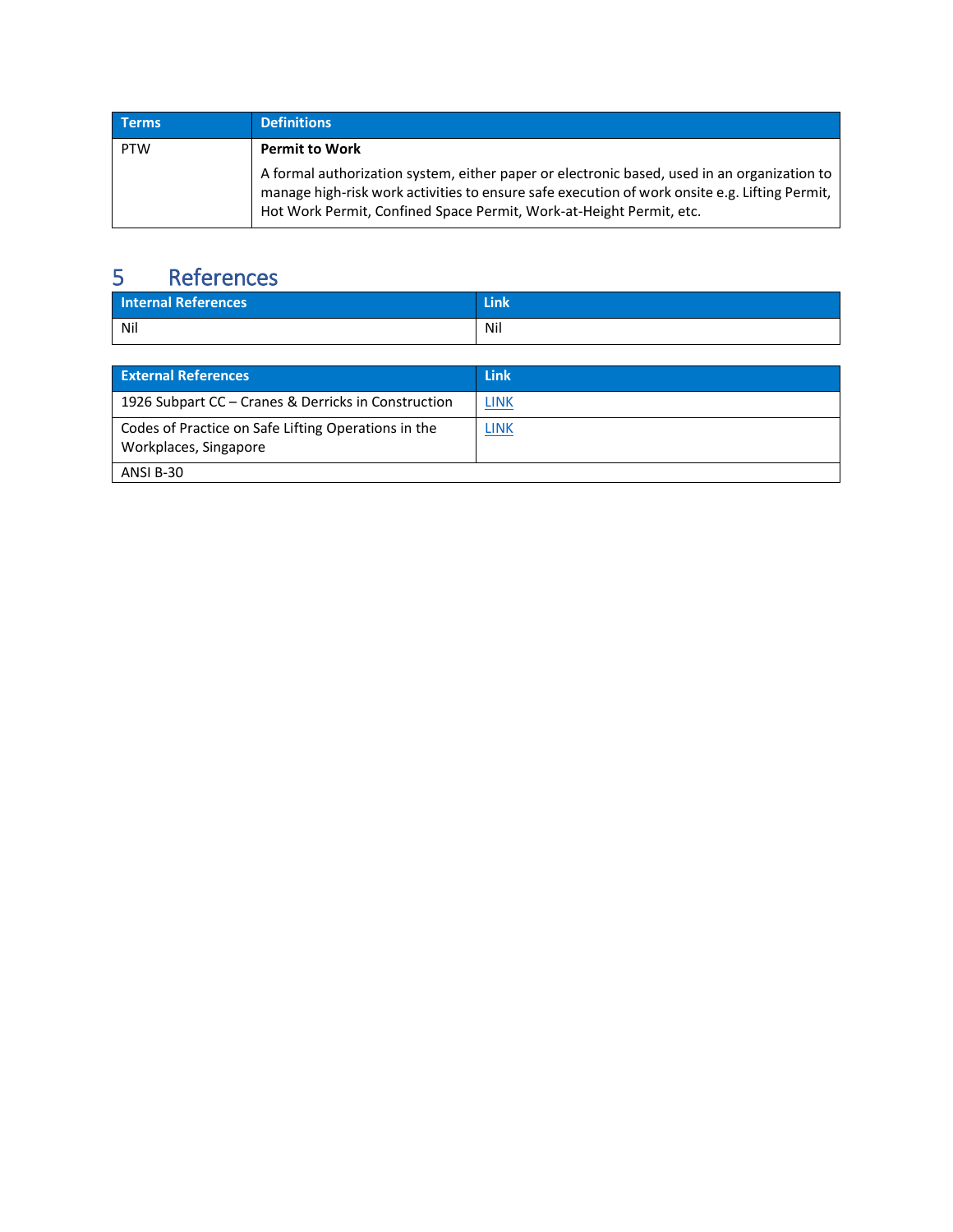| Terms | Definitions |
|---|---|
| PTW | **Permit to Work**<br><br>A formal authorization system, either paper or electronic based, used in an organization to manage high-risk work activities to ensure safe execution of work onsite e.g. Lifting Permit, Hot Work Permit, Confined Space Permit, Work-at-Height Permit, etc. |

# 5 References

| Internal References | Link |
|---|---|
| Nil | Nil |

| External References | Link |
|---|---|
| 1926 Subpart CC – Cranes & Derricks in Construction | LINK |
| Codes of Practice on Safe Lifting Operations in the Workplaces, Singapore | LINK |
| ANSI B-30 | |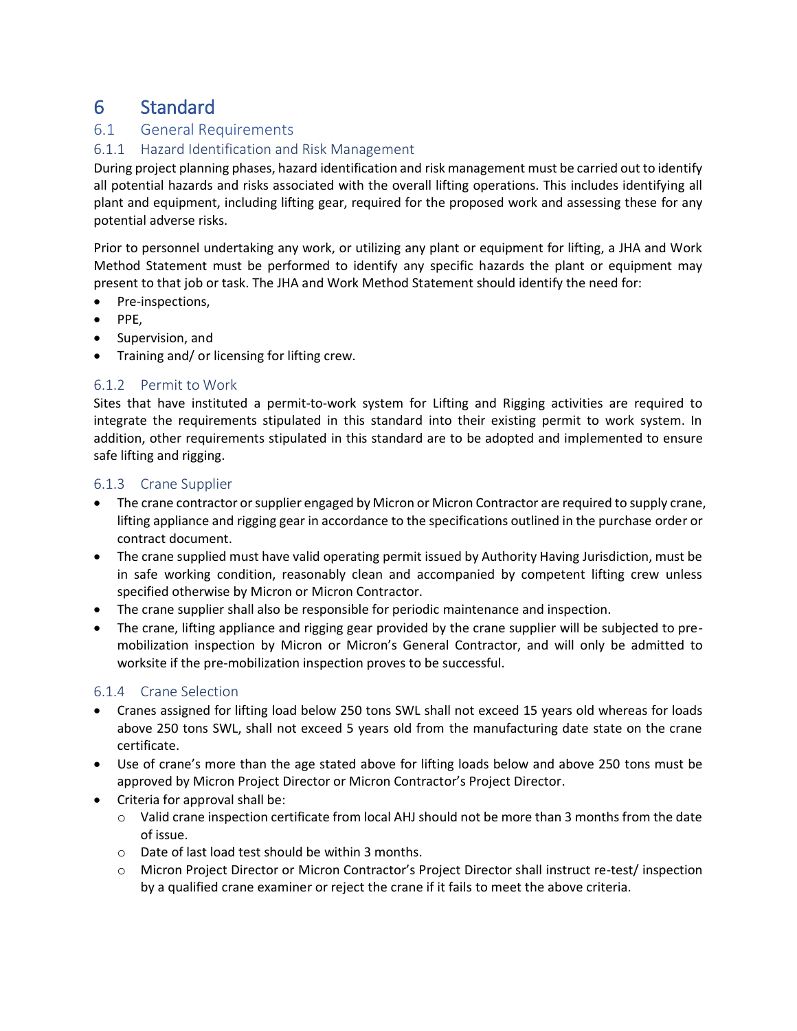# 6 Standard

## 6.1 General Requirements

### 6.1.1 Hazard Identification and Risk Management

During project planning phases, hazard identification and risk management must be carried out to identify all potential hazards and risks associated with the overall lifting operations. This includes identifying all plant and equipment, including lifting gear, required for the proposed work and assessing these for any potential adverse risks.

Prior to personnel undertaking any work, or utilizing any plant or equipment for lifting, a JHA and Work Method Statement must be performed to identify any specific hazards the plant or equipment may present to that job or task. The JHA and Work Method Statement should identify the need for:

- Pre-inspections,
- PPE,
- Supervision, and
- Training and/ or licensing for lifting crew.

### 6.1.2 Permit to Work

Sites that have instituted a permit-to-work system for Lifting and Rigging activities are required to integrate the requirements stipulated in this standard into their existing permit to work system. In addition, other requirements stipulated in this standard are to be adopted and implemented to ensure safe lifting and rigging.

### 6.1.3 Crane Supplier

- The crane contractor or supplier engaged by Micron or Micron Contractor are required to supply crane, lifting appliance and rigging gear in accordance to the specifications outlined in the purchase order or contract document.
- The crane supplied must have valid operating permit issued by Authority Having Jurisdiction, must be in safe working condition, reasonably clean and accompanied by competent lifting crew unless specified otherwise by Micron or Micron Contractor.
- The crane supplier shall also be responsible for periodic maintenance and inspection.
- The crane, lifting appliance and rigging gear provided by the crane supplier will be subjected to pre-mobilization inspection by Micron or Micron's General Contractor, and will only be admitted to worksite if the pre-mobilization inspection proves to be successful.

### 6.1.4 Crane Selection

- Cranes assigned for lifting load below 250 tons SWL shall not exceed 15 years old whereas for loads above 250 tons SWL, shall not exceed 5 years old from the manufacturing date state on the crane certificate.
- Use of crane's more than the age stated above for lifting loads below and above 250 tons must be approved by Micron Project Director or Micron Contractor's Project Director.
- Criteria for approval shall be:
  - Valid crane inspection certificate from local AHJ should not be more than 3 months from the date of issue.
  - Date of last load test should be within 3 months.
  - Micron Project Director or Micron Contractor's Project Director shall instruct re-test/ inspection by a qualified crane examiner or reject the crane if it fails to meet the above criteria.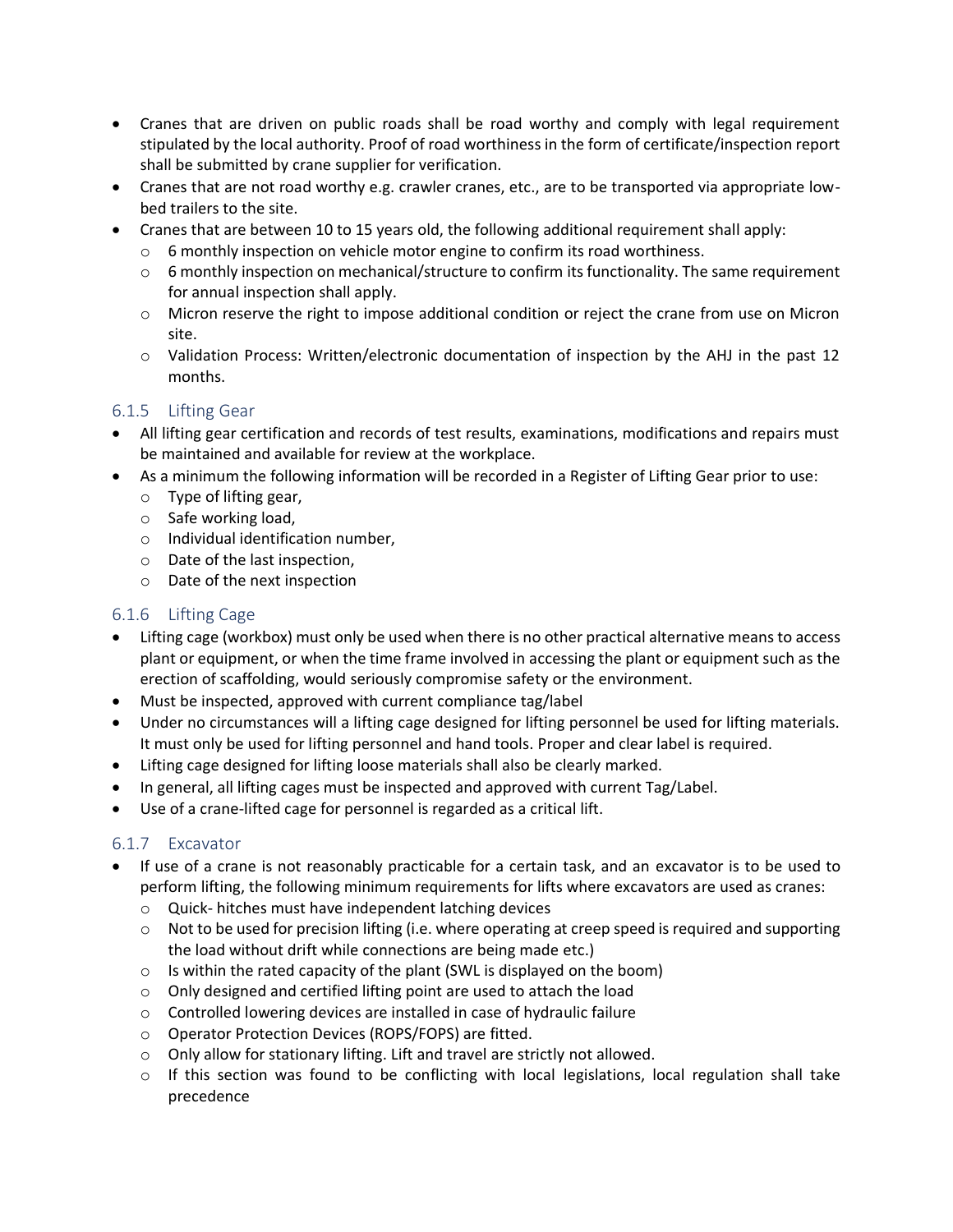- Cranes that are driven on public roads shall be road worthy and comply with legal requirement stipulated by the local authority. Proof of road worthiness in the form of certificate/inspection report shall be submitted by crane supplier for verification.
- Cranes that are not road worthy e.g. crawler cranes, etc., are to be transported via appropriate low-bed trailers to the site.
- Cranes that are between 10 to 15 years old, the following additional requirement shall apply:
    - 6 monthly inspection on vehicle motor engine to confirm its road worthiness.
    - 6 monthly inspection on mechanical/structure to confirm its functionality. The same requirement for annual inspection shall apply.
    - Micron reserve the right to impose additional condition or reject the crane from use on Micron site.
    - Validation Process: Written/electronic documentation of inspection by the AHJ in the past 12 months.

### 6.1.5 Lifting Gear

- All lifting gear certification and records of test results, examinations, modifications and repairs must be maintained and available for review at the workplace.
- As a minimum the following information will be recorded in a Register of Lifting Gear prior to use:
    - Type of lifting gear,
    - Safe working load,
    - Individual identification number,
    - Date of the last inspection,
    - Date of the next inspection

### 6.1.6 Lifting Cage

- Lifting cage (workbox) must only be used when there is no other practical alternative means to access plant or equipment, or when the time frame involved in accessing the plant or equipment such as the erection of scaffolding, would seriously compromise safety or the environment.
- Must be inspected, approved with current compliance tag/label
- Under no circumstances will a lifting cage designed for lifting personnel be used for lifting materials. It must only be used for lifting personnel and hand tools. Proper and clear label is required.
- Lifting cage designed for lifting loose materials shall also be clearly marked.
- In general, all lifting cages must be inspected and approved with current Tag/Label.
- Use of a crane-lifted cage for personnel is regarded as a critical lift.

### 6.1.7 Excavator

- If use of a crane is not reasonably practicable for a certain task, and an excavator is to be used to perform lifting, the following minimum requirements for lifts where excavators are used as cranes:
    - Quick- hitches must have independent latching devices
    - Not to be used for precision lifting (i.e. where operating at creep speed is required and supporting the load without drift while connections are being made etc.)
    - Is within the rated capacity of the plant (SWL is displayed on the boom)
    - Only designed and certified lifting point are used to attach the load
    - Controlled lowering devices are installed in case of hydraulic failure
    - Operator Protection Devices (ROPS/FOPS) are fitted.
    - Only allow for stationary lifting. Lift and travel are strictly not allowed.
    - If this section was found to be conflicting with local legislations, local regulation shall take precedence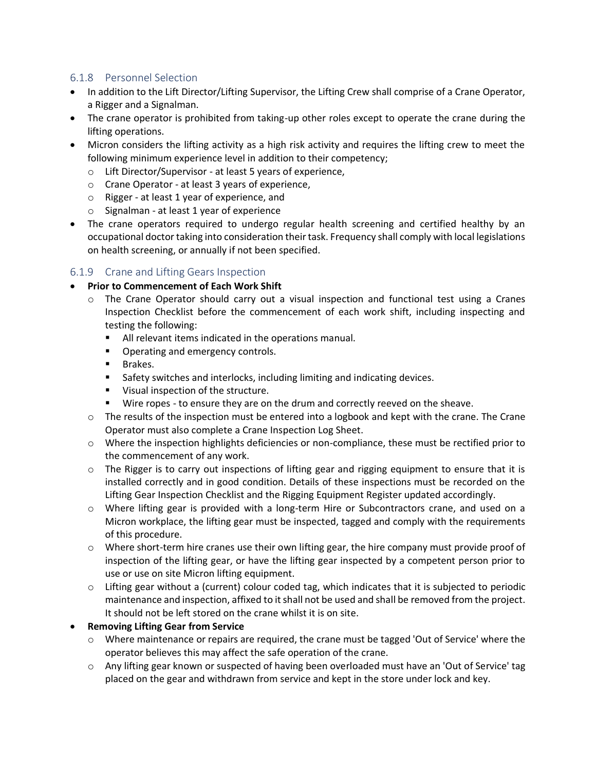### 6.1.8 Personnel Selection

- In addition to the Lift Director/Lifting Supervisor, the Lifting Crew shall comprise of a Crane Operator, a Rigger and a Signalman.
- The crane operator is prohibited from taking-up other roles except to operate the crane during the lifting operations.
- Micron considers the lifting activity as a high risk activity and requires the lifting crew to meet the following minimum experience level in addition to their competency;
  - Lift Director/Supervisor - at least 5 years of experience,
  - Crane Operator - at least 3 years of experience,
  - Rigger - at least 1 year of experience, and
  - Signalman - at least 1 year of experience
- The crane operators required to undergo regular health screening and certified healthy by an occupational doctor taking into consideration their task. Frequency shall comply with local legislations on health screening, or annually if not been specified.

### 6.1.9 Crane and Lifting Gears Inspection

- **Prior to Commencement of Each Work Shift**
  - The Crane Operator should carry out a visual inspection and functional test using a Cranes Inspection Checklist before the commencement of each work shift, including inspecting and testing the following:
    - All relevant items indicated in the operations manual.
    - Operating and emergency controls.
    - Brakes.
    - Safety switches and interlocks, including limiting and indicating devices.
    - Visual inspection of the structure.
    - Wire ropes - to ensure they are on the drum and correctly reeved on the sheave.
  - The results of the inspection must be entered into a logbook and kept with the crane. The Crane Operator must also complete a Crane Inspection Log Sheet.
  - Where the inspection highlights deficiencies or non-compliance, these must be rectified prior to the commencement of any work.
  - The Rigger is to carry out inspections of lifting gear and rigging equipment to ensure that it is installed correctly and in good condition. Details of these inspections must be recorded on the Lifting Gear Inspection Checklist and the Rigging Equipment Register updated accordingly.
  - Where lifting gear is provided with a long-term Hire or Subcontractors crane, and used on a Micron workplace, the lifting gear must be inspected, tagged and comply with the requirements of this procedure.
  - Where short-term hire cranes use their own lifting gear, the hire company must provide proof of inspection of the lifting gear, or have the lifting gear inspected by a competent person prior to use or use on site Micron lifting equipment.
  - Lifting gear without a (current) colour coded tag, which indicates that it is subjected to periodic maintenance and inspection, affixed to it shall not be used and shall be removed from the project. It should not be left stored on the crane whilst it is on site.
- **Removing Lifting Gear from Service**
  - Where maintenance or repairs are required, the crane must be tagged 'Out of Service' where the operator believes this may affect the safe operation of the crane.
  - Any lifting gear known or suspected of having been overloaded must have an 'Out of Service' tag placed on the gear and withdrawn from service and kept in the store under lock and key.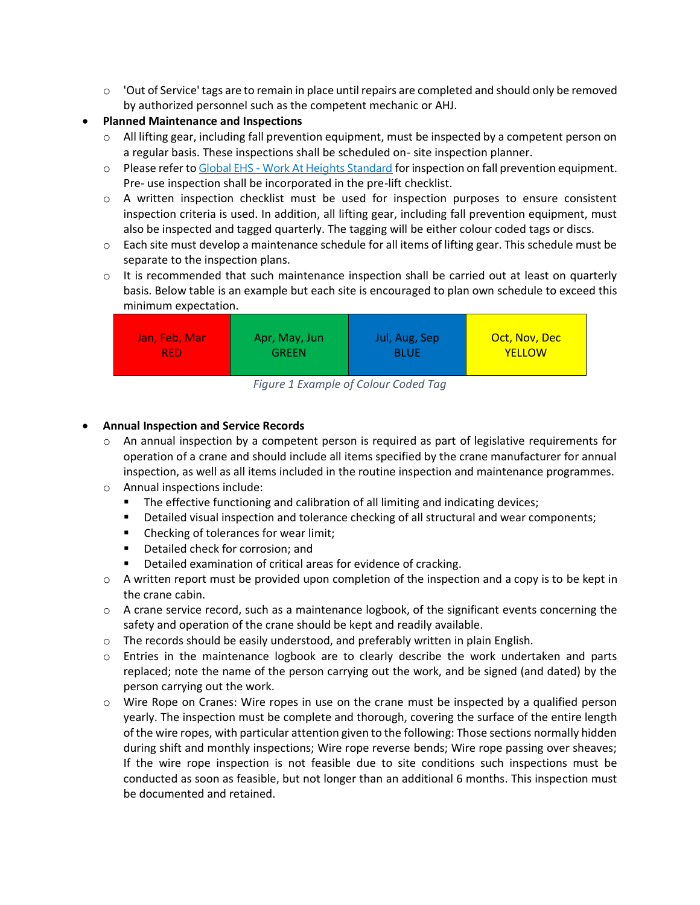- 'Out of Service' tags are to remain in place until repairs are completed and should only be removed by authorized personnel such as the competent mechanic or AHJ.

- **Planned Maintenance and Inspections**
  - All lifting gear, including fall prevention equipment, must be inspected by a competent person on a regular basis. These inspections shall be scheduled on- site inspection planner.
  - Please refer to Global EHS - Work At Heights Standard for inspection on fall prevention equipment. Pre- use inspection shall be incorporated in the pre-lift checklist.
  - A written inspection checklist must be used for inspection purposes to ensure consistent inspection criteria is used. In addition, all lifting gear, including fall prevention equipment, must also be inspected and tagged quarterly. The tagging will be either colour coded tags or discs.
  - Each site must develop a maintenance schedule for all items of lifting gear. This schedule must be separate to the inspection plans.
  - It is recommended that such maintenance inspection shall be carried out at least on quarterly basis. Below table is an example but each site is encouraged to plan own schedule to exceed this minimum expectation.

| Jan, Feb, Mar RED | Apr, May, Jun GREEN | Jul, Aug, Sep BLUE | Oct, Nov, Dec YELLOW |
|---|---|---|---|

*Figure 1 Example of Colour Coded Tag*

- **Annual Inspection and Service Records**
  - An annual inspection by a competent person is required as part of legislative requirements for operation of a crane and should include all items specified by the crane manufacturer for annual inspection, as well as all items included in the routine inspection and maintenance programmes.
  - Annual inspections include:
    - The effective functioning and calibration of all limiting and indicating devices;
    - Detailed visual inspection and tolerance checking of all structural and wear components;
    - Checking of tolerances for wear limit;
    - Detailed check for corrosion; and
    - Detailed examination of critical areas for evidence of cracking.
  - A written report must be provided upon completion of the inspection and a copy is to be kept in the crane cabin.
  - A crane service record, such as a maintenance logbook, of the significant events concerning the safety and operation of the crane should be kept and readily available.
  - The records should be easily understood, and preferably written in plain English.
  - Entries in the maintenance logbook are to clearly describe the work undertaken and parts replaced; note the name of the person carrying out the work, and be signed (and dated) by the person carrying out the work.
  - Wire Rope on Cranes: Wire ropes in use on the crane must be inspected by a qualified person yearly. The inspection must be complete and thorough, covering the surface of the entire length of the wire ropes, with particular attention given to the following: Those sections normally hidden during shift and monthly inspections; Wire rope reverse bends; Wire rope passing over sheaves; If the wire rope inspection is not feasible due to site conditions such inspections must be conducted as soon as feasible, but not longer than an additional 6 months. This inspection must be documented and retained.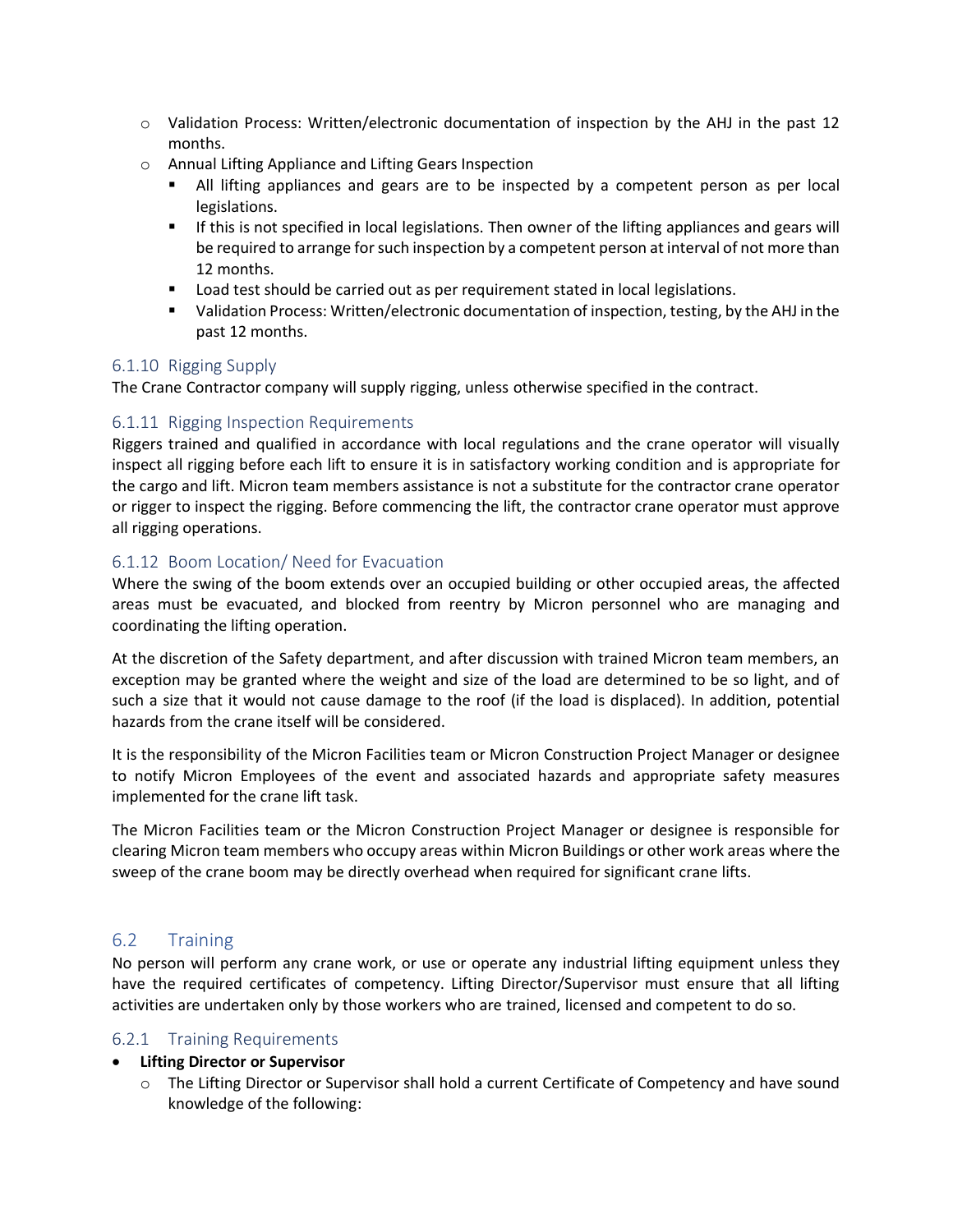- Validation Process: Written/electronic documentation of inspection by the AHJ in the past 12 months.
  - Annual Lifting Appliance and Lifting Gears Inspection
    - All lifting appliances and gears are to be inspected by a competent person as per local legislations.
    - If this is not specified in local legislations. Then owner of the lifting appliances and gears will be required to arrange for such inspection by a competent person at interval of not more than 12 months.
    - Load test should be carried out as per requirement stated in local legislations.
    - Validation Process: Written/electronic documentation of inspection, testing, by the AHJ in the past 12 months.

### 6.1.10 Rigging Supply

The Crane Contractor company will supply rigging, unless otherwise specified in the contract.

### 6.1.11 Rigging Inspection Requirements

Riggers trained and qualified in accordance with local regulations and the crane operator will visually inspect all rigging before each lift to ensure it is in satisfactory working condition and is appropriate for the cargo and lift. Micron team members assistance is not a substitute for the contractor crane operator or rigger to inspect the rigging. Before commencing the lift, the contractor crane operator must approve all rigging operations.

### 6.1.12 Boom Location/ Need for Evacuation

Where the swing of the boom extends over an occupied building or other occupied areas, the affected areas must be evacuated, and blocked from reentry by Micron personnel who are managing and coordinating the lifting operation.

At the discretion of the Safety department, and after discussion with trained Micron team members, an exception may be granted where the weight and size of the load are determined to be so light, and of such a size that it would not cause damage to the roof (if the load is displaced). In addition, potential hazards from the crane itself will be considered.

It is the responsibility of the Micron Facilities team or Micron Construction Project Manager or designee to notify Micron Employees of the event and associated hazards and appropriate safety measures implemented for the crane lift task.

The Micron Facilities team or the Micron Construction Project Manager or designee is responsible for clearing Micron team members who occupy areas within Micron Buildings or other work areas where the sweep of the crane boom may be directly overhead when required for significant crane lifts.

## 6.2 Training

No person will perform any crane work, or use or operate any industrial lifting equipment unless they have the required certificates of competency. Lifting Director/Supervisor must ensure that all lifting activities are undertaken only by those workers who are trained, licensed and competent to do so.

### 6.2.1 Training Requirements

- **Lifting Director or Supervisor**
  - The Lifting Director or Supervisor shall hold a current Certificate of Competency and have sound knowledge of the following: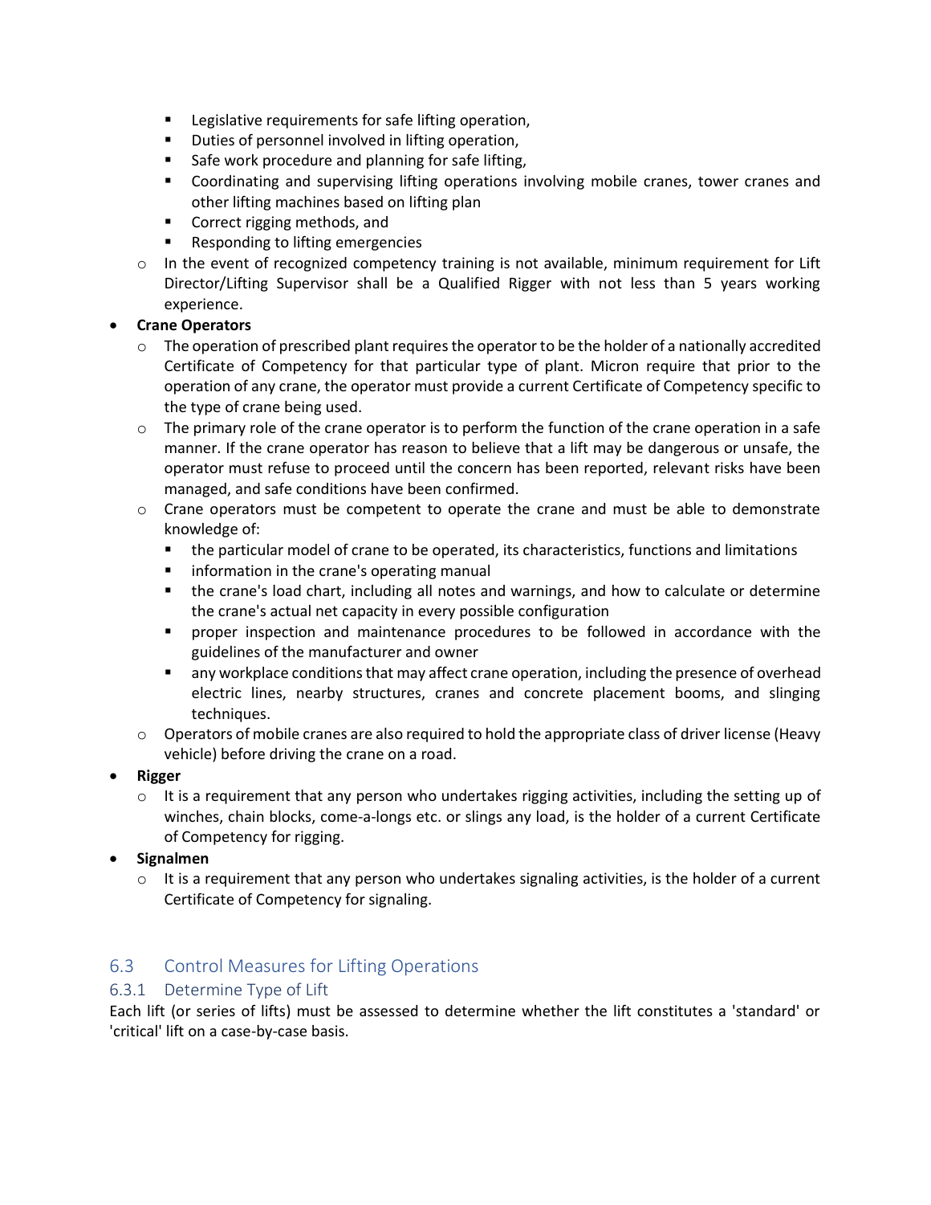- Legislative requirements for safe lifting operation,
        - Duties of personnel involved in lifting operation,
        - Safe work procedure and planning for safe lifting,
        - Coordinating and supervising lifting operations involving mobile cranes, tower cranes and other lifting machines based on lifting plan
        - Correct rigging methods, and
        - Responding to lifting emergencies
    - In the event of recognized competency training is not available, minimum requirement for Lift Director/Lifting Supervisor shall be a Qualified Rigger with not less than 5 years working experience.

- **Crane Operators**
    - The operation of prescribed plant requires the operator to be the holder of a nationally accredited Certificate of Competency for that particular type of plant. Micron require that prior to the operation of any crane, the operator must provide a current Certificate of Competency specific to the type of crane being used.
    - The primary role of the crane operator is to perform the function of the crane operation in a safe manner. If the crane operator has reason to believe that a lift may be dangerous or unsafe, the operator must refuse to proceed until the concern has been reported, relevant risks have been managed, and safe conditions have been confirmed.
    - Crane operators must be competent to operate the crane and must be able to demonstrate knowledge of:
        - the particular model of crane to be operated, its characteristics, functions and limitations
        - information in the crane's operating manual
        - the crane's load chart, including all notes and warnings, and how to calculate or determine the crane's actual net capacity in every possible configuration
        - proper inspection and maintenance procedures to be followed in accordance with the guidelines of the manufacturer and owner
        - any workplace conditions that may affect crane operation, including the presence of overhead electric lines, nearby structures, cranes and concrete placement booms, and slinging techniques.
    - Operators of mobile cranes are also required to hold the appropriate class of driver license (Heavy vehicle) before driving the crane on a road.

- **Rigger**
    - It is a requirement that any person who undertakes rigging activities, including the setting up of winches, chain blocks, come-a-longs etc. or slings any load, is the holder of a current Certificate of Competency for rigging.

- **Signalmen**
    - It is a requirement that any person who undertakes signaling activities, is the holder of a current Certificate of Competency for signaling.

## 6.3 Control Measures for Lifting Operations

### 6.3.1 Determine Type of Lift

Each lift (or series of lifts) must be assessed to determine whether the lift constitutes a 'standard' or 'critical' lift on a case-by-case basis.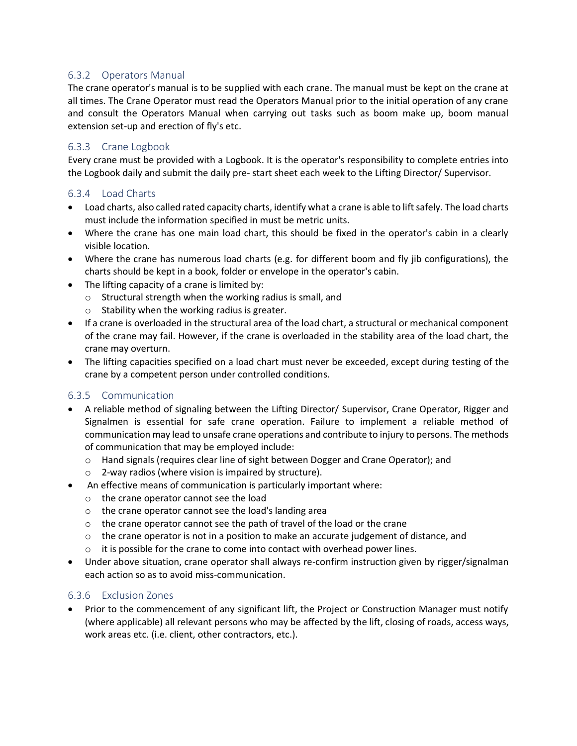### 6.3.2 Operators Manual

The crane operator's manual is to be supplied with each crane. The manual must be kept on the crane at all times. The Crane Operator must read the Operators Manual prior to the initial operation of any crane and consult the Operators Manual when carrying out tasks such as boom make up, boom manual extension set-up and erection of fly's etc.

### 6.3.3 Crane Logbook

Every crane must be provided with a Logbook. It is the operator's responsibility to complete entries into the Logbook daily and submit the daily pre- start sheet each week to the Lifting Director/ Supervisor.

### 6.3.4 Load Charts

- Load charts, also called rated capacity charts, identify what a crane is able to lift safely. The load charts must include the information specified in must be metric units.
- Where the crane has one main load chart, this should be fixed in the operator's cabin in a clearly visible location.
- Where the crane has numerous load charts (e.g. for different boom and fly jib configurations), the charts should be kept in a book, folder or envelope in the operator's cabin.
- The lifting capacity of a crane is limited by:
  - Structural strength when the working radius is small, and
  - Stability when the working radius is greater.
- If a crane is overloaded in the structural area of the load chart, a structural or mechanical component of the crane may fail. However, if the crane is overloaded in the stability area of the load chart, the crane may overturn.
- The lifting capacities specified on a load chart must never be exceeded, except during testing of the crane by a competent person under controlled conditions.

### 6.3.5 Communication

- A reliable method of signaling between the Lifting Director/ Supervisor, Crane Operator, Rigger and Signalmen is essential for safe crane operation. Failure to implement a reliable method of communication may lead to unsafe crane operations and contribute to injury to persons. The methods of communication that may be employed include:
  - Hand signals (requires clear line of sight between Dogger and Crane Operator); and
  - 2-way radios (where vision is impaired by structure).
- An effective means of communication is particularly important where:
  - the crane operator cannot see the load
  - the crane operator cannot see the load's landing area
  - the crane operator cannot see the path of travel of the load or the crane
  - the crane operator is not in a position to make an accurate judgement of distance, and
  - it is possible for the crane to come into contact with overhead power lines.
- Under above situation, crane operator shall always re-confirm instruction given by rigger/signalman each action so as to avoid miss-communication.

### 6.3.6 Exclusion Zones

- Prior to the commencement of any significant lift, the Project or Construction Manager must notify (where applicable) all relevant persons who may be affected by the lift, closing of roads, access ways, work areas etc. (i.e. client, other contractors, etc.).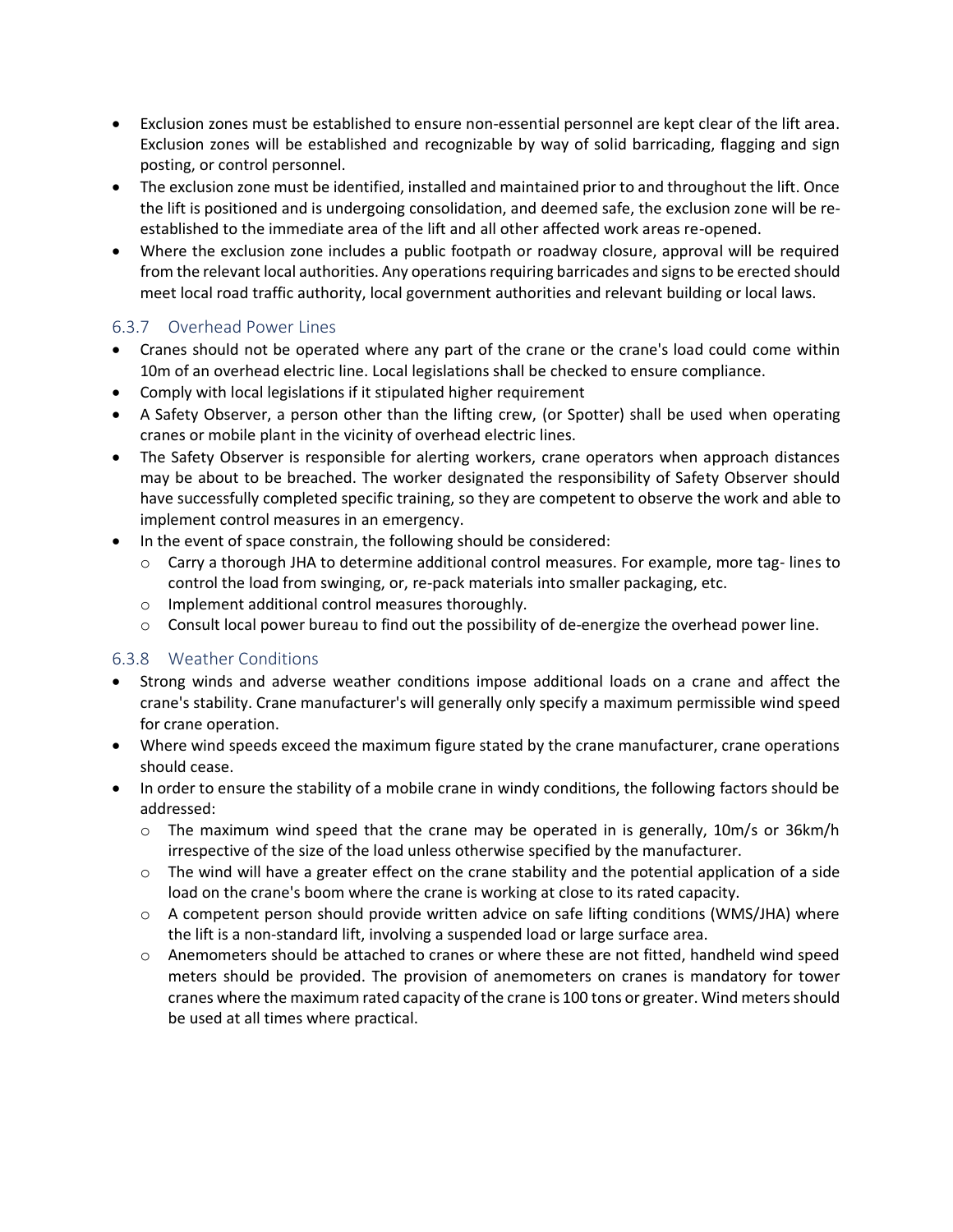- Exclusion zones must be established to ensure non-essential personnel are kept clear of the lift area. Exclusion zones will be established and recognizable by way of solid barricading, flagging and sign posting, or control personnel.
- The exclusion zone must be identified, installed and maintained prior to and throughout the lift. Once the lift is positioned and is undergoing consolidation, and deemed safe, the exclusion zone will be re-established to the immediate area of the lift and all other affected work areas re-opened.
- Where the exclusion zone includes a public footpath or roadway closure, approval will be required from the relevant local authorities. Any operations requiring barricades and signs to be erected should meet local road traffic authority, local government authorities and relevant building or local laws.

### 6.3.7 Overhead Power Lines

- Cranes should not be operated where any part of the crane or the crane's load could come within 10m of an overhead electric line. Local legislations shall be checked to ensure compliance.
- Comply with local legislations if it stipulated higher requirement
- A Safety Observer, a person other than the lifting crew, (or Spotter) shall be used when operating cranes or mobile plant in the vicinity of overhead electric lines.
- The Safety Observer is responsible for alerting workers, crane operators when approach distances may be about to be breached. The worker designated the responsibility of Safety Observer should have successfully completed specific training, so they are competent to observe the work and able to implement control measures in an emergency.
- In the event of space constrain, the following should be considered:
  - Carry a thorough JHA to determine additional control measures. For example, more tag- lines to control the load from swinging, or, re-pack materials into smaller packaging, etc.
  - Implement additional control measures thoroughly.
  - Consult local power bureau to find out the possibility of de-energize the overhead power line.

### 6.3.8 Weather Conditions

- Strong winds and adverse weather conditions impose additional loads on a crane and affect the crane's stability. Crane manufacturer's will generally only specify a maximum permissible wind speed for crane operation.
- Where wind speeds exceed the maximum figure stated by the crane manufacturer, crane operations should cease.
- In order to ensure the stability of a mobile crane in windy conditions, the following factors should be addressed:
  - The maximum wind speed that the crane may be operated in is generally, 10m/s or 36km/h irrespective of the size of the load unless otherwise specified by the manufacturer.
  - The wind will have a greater effect on the crane stability and the potential application of a side load on the crane's boom where the crane is working at close to its rated capacity.
  - A competent person should provide written advice on safe lifting conditions (WMS/JHA) where the lift is a non-standard lift, involving a suspended load or large surface area.
  - Anemometers should be attached to cranes or where these are not fitted, handheld wind speed meters should be provided. The provision of anemometers on cranes is mandatory for tower cranes where the maximum rated capacity of the crane is 100 tons or greater. Wind meters should be used at all times where practical.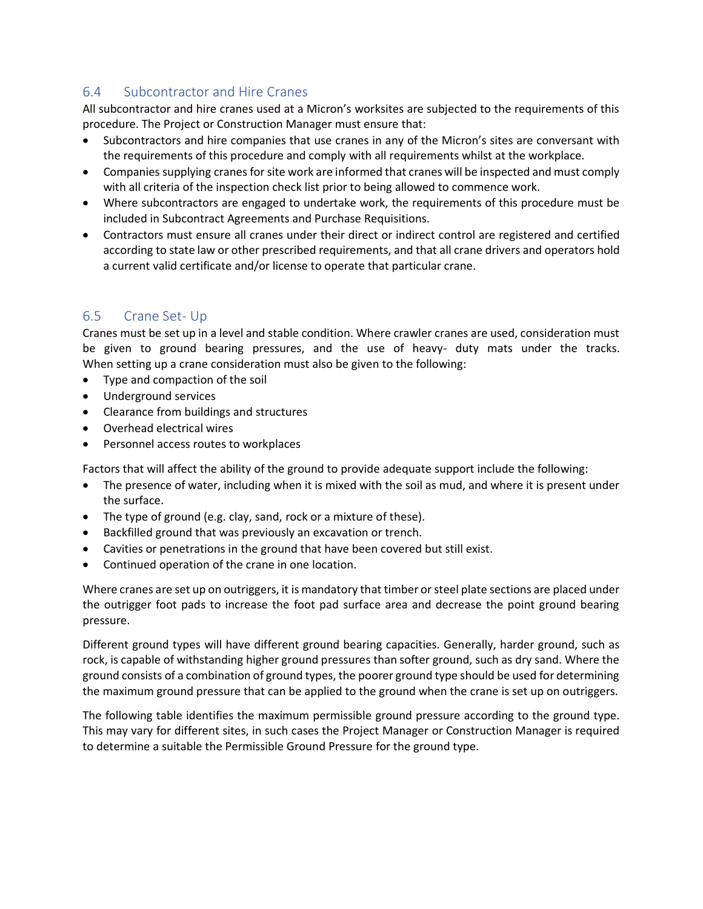## 6.4 Subcontractor and Hire Cranes

All subcontractor and hire cranes used at a Micron's worksites are subjected to the requirements of this procedure. The Project or Construction Manager must ensure that:

- Subcontractors and hire companies that use cranes in any of the Micron's sites are conversant with the requirements of this procedure and comply with all requirements whilst at the workplace.
- Companies supplying cranes for site work are informed that cranes will be inspected and must comply with all criteria of the inspection check list prior to being allowed to commence work.
- Where subcontractors are engaged to undertake work, the requirements of this procedure must be included in Subcontract Agreements and Purchase Requisitions.
- Contractors must ensure all cranes under their direct or indirect control are registered and certified according to state law or other prescribed requirements, and that all crane drivers and operators hold a current valid certificate and/or license to operate that particular crane.

## 6.5 Crane Set- Up

Cranes must be set up in a level and stable condition. Where crawler cranes are used, consideration must be given to ground bearing pressures, and the use of heavy- duty mats under the tracks. When setting up a crane consideration must also be given to the following:

- Type and compaction of the soil
- Underground services
- Clearance from buildings and structures
- Overhead electrical wires
- Personnel access routes to workplaces

Factors that will affect the ability of the ground to provide adequate support include the following:

- The presence of water, including when it is mixed with the soil as mud, and where it is present under the surface.
- The type of ground (e.g. clay, sand, rock or a mixture of these).
- Backfilled ground that was previously an excavation or trench.
- Cavities or penetrations in the ground that have been covered but still exist.
- Continued operation of the crane in one location.

Where cranes are set up on outriggers, it is mandatory that timber or steel plate sections are placed under the outrigger foot pads to increase the foot pad surface area and decrease the point ground bearing pressure.

Different ground types will have different ground bearing capacities. Generally, harder ground, such as rock, is capable of withstanding higher ground pressures than softer ground, such as dry sand. Where the ground consists of a combination of ground types, the poorer ground type should be used for determining the maximum ground pressure that can be applied to the ground when the crane is set up on outriggers.

The following table identifies the maximum permissible ground pressure according to the ground type. This may vary for different sites, in such cases the Project Manager or Construction Manager is required to determine a suitable the Permissible Ground Pressure for the ground type.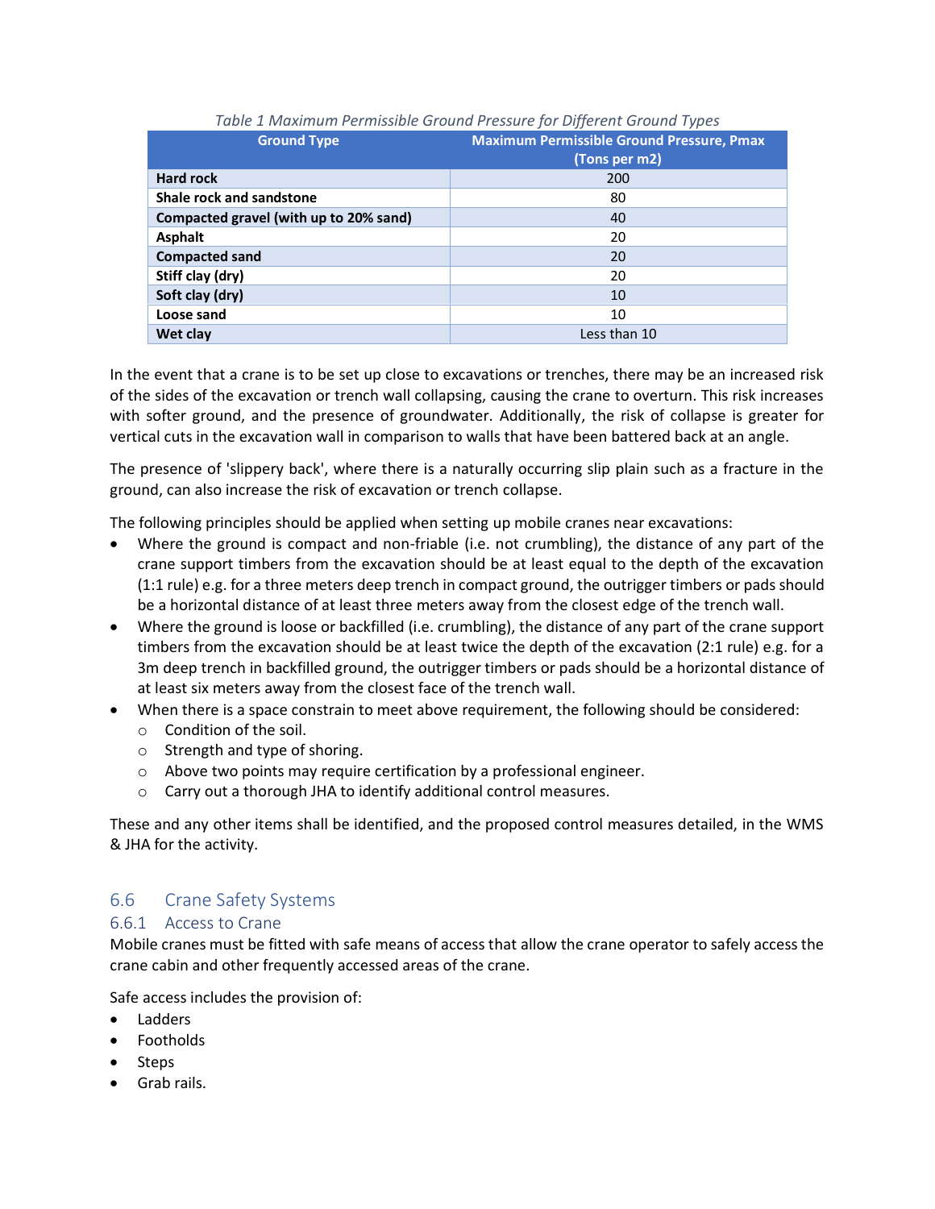*Table 1 Maximum Permissible Ground Pressure for Different Ground Types*

| Ground Type | Maximum Permissible Ground Pressure, Pmax (Tons per m2) |
|---|---|
| **Hard rock** | 200 |
| **Shale rock and sandstone** | 80 |
| **Compacted gravel (with up to 20% sand)** | 40 |
| **Asphalt** | 20 |
| **Compacted sand** | 20 |
| **Stiff clay (dry)** | 20 |
| **Soft clay (dry)** | 10 |
| **Loose sand** | 10 |
| **Wet clay** | Less than 10 |

In the event that a crane is to be set up close to excavations or trenches, there may be an increased risk of the sides of the excavation or trench wall collapsing, causing the crane to overturn. This risk increases with softer ground, and the presence of groundwater. Additionally, the risk of collapse is greater for vertical cuts in the excavation wall in comparison to walls that have been battered back at an angle.

The presence of 'slippery back', where there is a naturally occurring slip plain such as a fracture in the ground, can also increase the risk of excavation or trench collapse.

The following principles should be applied when setting up mobile cranes near excavations:

- Where the ground is compact and non-friable (i.e. not crumbling), the distance of any part of the crane support timbers from the excavation should be at least equal to the depth of the excavation (1:1 rule) e.g. for a three meters deep trench in compact ground, the outrigger timbers or pads should be a horizontal distance of at least three meters away from the closest edge of the trench wall.
- Where the ground is loose or backfilled (i.e. crumbling), the distance of any part of the crane support timbers from the excavation should be at least twice the depth of the excavation (2:1 rule) e.g. for a 3m deep trench in backfilled ground, the outrigger timbers or pads should be a horizontal distance of at least six meters away from the closest face of the trench wall.
- When there is a space constrain to meet above requirement, the following should be considered:
  - Condition of the soil.
  - Strength and type of shoring.
  - Above two points may require certification by a professional engineer.
  - Carry out a thorough JHA to identify additional control measures.

These and any other items shall be identified, and the proposed control measures detailed, in the WMS & JHA for the activity.

## 6.6 Crane Safety Systems

### 6.6.1 Access to Crane

Mobile cranes must be fitted with safe means of access that allow the crane operator to safely access the crane cabin and other frequently accessed areas of the crane.

Safe access includes the provision of:

- Ladders
- Footholds
- Steps
- Grab rails.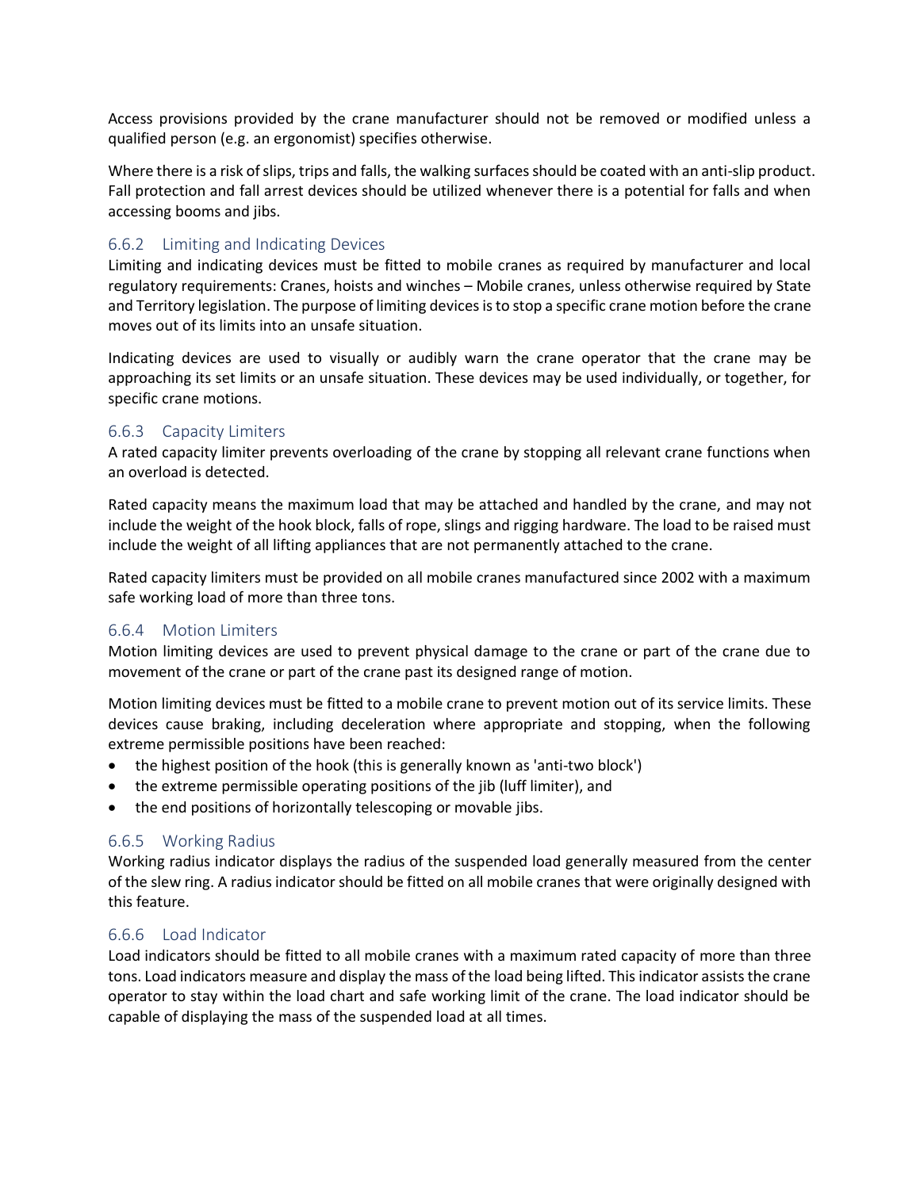Access provisions provided by the crane manufacturer should not be removed or modified unless a qualified person (e.g. an ergonomist) specifies otherwise.

Where there is a risk of slips, trips and falls, the walking surfaces should be coated with an anti-slip product. Fall protection and fall arrest devices should be utilized whenever there is a potential for falls and when accessing booms and jibs.

### 6.6.2 Limiting and Indicating Devices

Limiting and indicating devices must be fitted to mobile cranes as required by manufacturer and local regulatory requirements: Cranes, hoists and winches – Mobile cranes, unless otherwise required by State and Territory legislation. The purpose of limiting devices is to stop a specific crane motion before the crane moves out of its limits into an unsafe situation.

Indicating devices are used to visually or audibly warn the crane operator that the crane may be approaching its set limits or an unsafe situation. These devices may be used individually, or together, for specific crane motions.

### 6.6.3 Capacity Limiters

A rated capacity limiter prevents overloading of the crane by stopping all relevant crane functions when an overload is detected.

Rated capacity means the maximum load that may be attached and handled by the crane, and may not include the weight of the hook block, falls of rope, slings and rigging hardware. The load to be raised must include the weight of all lifting appliances that are not permanently attached to the crane.

Rated capacity limiters must be provided on all mobile cranes manufactured since 2002 with a maximum safe working load of more than three tons.

### 6.6.4 Motion Limiters

Motion limiting devices are used to prevent physical damage to the crane or part of the crane due to movement of the crane or part of the crane past its designed range of motion.

Motion limiting devices must be fitted to a mobile crane to prevent motion out of its service limits. These devices cause braking, including deceleration where appropriate and stopping, when the following extreme permissible positions have been reached:

- the highest position of the hook (this is generally known as 'anti-two block')
- the extreme permissible operating positions of the jib (luff limiter), and
- the end positions of horizontally telescoping or movable jibs.

### 6.6.5 Working Radius

Working radius indicator displays the radius of the suspended load generally measured from the center of the slew ring. A radius indicator should be fitted on all mobile cranes that were originally designed with this feature.

### 6.6.6 Load Indicator

Load indicators should be fitted to all mobile cranes with a maximum rated capacity of more than three tons. Load indicators measure and display the mass of the load being lifted. This indicator assists the crane operator to stay within the load chart and safe working limit of the crane. The load indicator should be capable of displaying the mass of the suspended load at all times.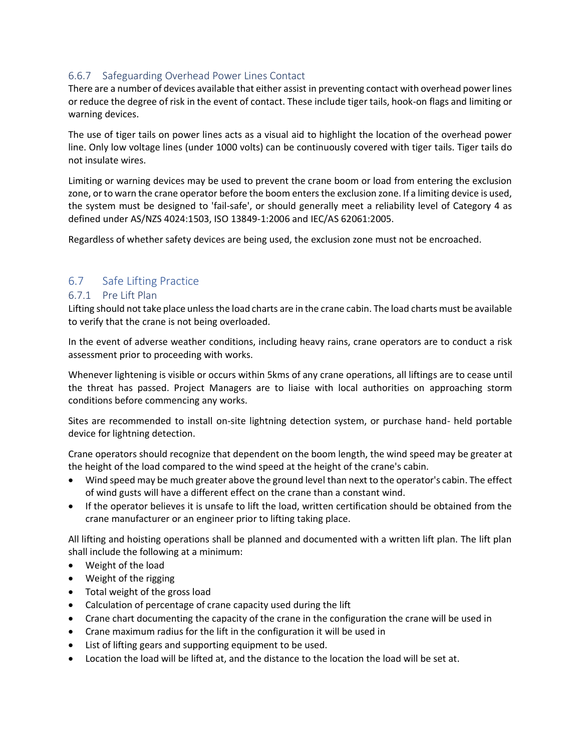### 6.6.7 Safeguarding Overhead Power Lines Contact

There are a number of devices available that either assist in preventing contact with overhead power lines or reduce the degree of risk in the event of contact. These include tiger tails, hook-on flags and limiting or warning devices.

The use of tiger tails on power lines acts as a visual aid to highlight the location of the overhead power line. Only low voltage lines (under 1000 volts) can be continuously covered with tiger tails. Tiger tails do not insulate wires.

Limiting or warning devices may be used to prevent the crane boom or load from entering the exclusion zone, or to warn the crane operator before the boom enters the exclusion zone. If a limiting device is used, the system must be designed to 'fail-safe', or should generally meet a reliability level of Category 4 as defined under AS/NZS 4024:1503, ISO 13849-1:2006 and IEC/AS 62061:2005.

Regardless of whether safety devices are being used, the exclusion zone must not be encroached.

## 6.7 Safe Lifting Practice

### 6.7.1 Pre Lift Plan

Lifting should not take place unless the load charts are in the crane cabin. The load charts must be available to verify that the crane is not being overloaded.

In the event of adverse weather conditions, including heavy rains, crane operators are to conduct a risk assessment prior to proceeding with works.

Whenever lightening is visible or occurs within 5kms of any crane operations, all liftings are to cease until the threat has passed. Project Managers are to liaise with local authorities on approaching storm conditions before commencing any works.

Sites are recommended to install on-site lightning detection system, or purchase hand- held portable device for lightning detection.

Crane operators should recognize that dependent on the boom length, the wind speed may be greater at the height of the load compared to the wind speed at the height of the crane's cabin.

- Wind speed may be much greater above the ground level than next to the operator's cabin. The effect of wind gusts will have a different effect on the crane than a constant wind.
- If the operator believes it is unsafe to lift the load, written certification should be obtained from the crane manufacturer or an engineer prior to lifting taking place.

All lifting and hoisting operations shall be planned and documented with a written lift plan. The lift plan shall include the following at a minimum:

- Weight of the load
- Weight of the rigging
- Total weight of the gross load
- Calculation of percentage of crane capacity used during the lift
- Crane chart documenting the capacity of the crane in the configuration the crane will be used in
- Crane maximum radius for the lift in the configuration it will be used in
- List of lifting gears and supporting equipment to be used.
- Location the load will be lifted at, and the distance to the location the load will be set at.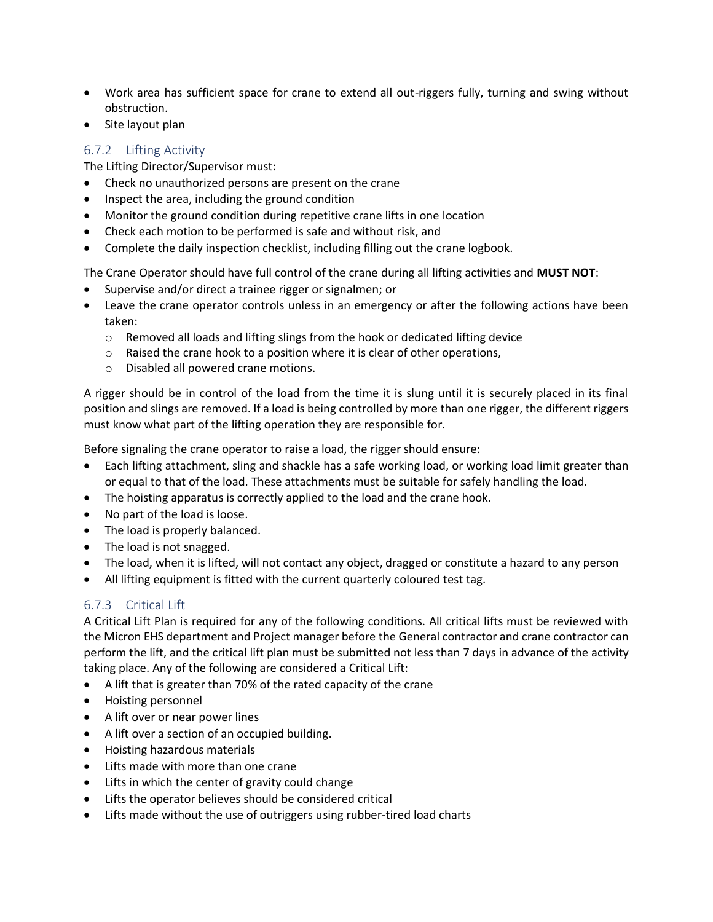- Work area has sufficient space for crane to extend all out-riggers fully, turning and swing without obstruction.
- Site layout plan

### 6.7.2 Lifting Activity

The Lifting Director/Supervisor must:

- Check no unauthorized persons are present on the crane
- Inspect the area, including the ground condition
- Monitor the ground condition during repetitive crane lifts in one location
- Check each motion to be performed is safe and without risk, and
- Complete the daily inspection checklist, including filling out the crane logbook.

The Crane Operator should have full control of the crane during all lifting activities and **MUST NOT**:

- Supervise and/or direct a trainee rigger or signalmen; or
- Leave the crane operator controls unless in an emergency or after the following actions have been taken:
  - Removed all loads and lifting slings from the hook or dedicated lifting device
  - Raised the crane hook to a position where it is clear of other operations,
  - Disabled all powered crane motions.

A rigger should be in control of the load from the time it is slung until it is securely placed in its final position and slings are removed. If a load is being controlled by more than one rigger, the different riggers must know what part of the lifting operation they are responsible for.

Before signaling the crane operator to raise a load, the rigger should ensure:

- Each lifting attachment, sling and shackle has a safe working load, or working load limit greater than or equal to that of the load. These attachments must be suitable for safely handling the load.
- The hoisting apparatus is correctly applied to the load and the crane hook.
- No part of the load is loose.
- The load is properly balanced.
- The load is not snagged.
- The load, when it is lifted, will not contact any object, dragged or constitute a hazard to any person
- All lifting equipment is fitted with the current quarterly coloured test tag.

### 6.7.3 Critical Lift

A Critical Lift Plan is required for any of the following conditions. All critical lifts must be reviewed with the Micron EHS department and Project manager before the General contractor and crane contractor can perform the lift, and the critical lift plan must be submitted not less than 7 days in advance of the activity taking place. Any of the following are considered a Critical Lift:

- A lift that is greater than 70% of the rated capacity of the crane
- Hoisting personnel
- A lift over or near power lines
- A lift over a section of an occupied building.
- Hoisting hazardous materials
- Lifts made with more than one crane
- Lifts in which the center of gravity could change
- Lifts the operator believes should be considered critical
- Lifts made without the use of outriggers using rubber-tired load charts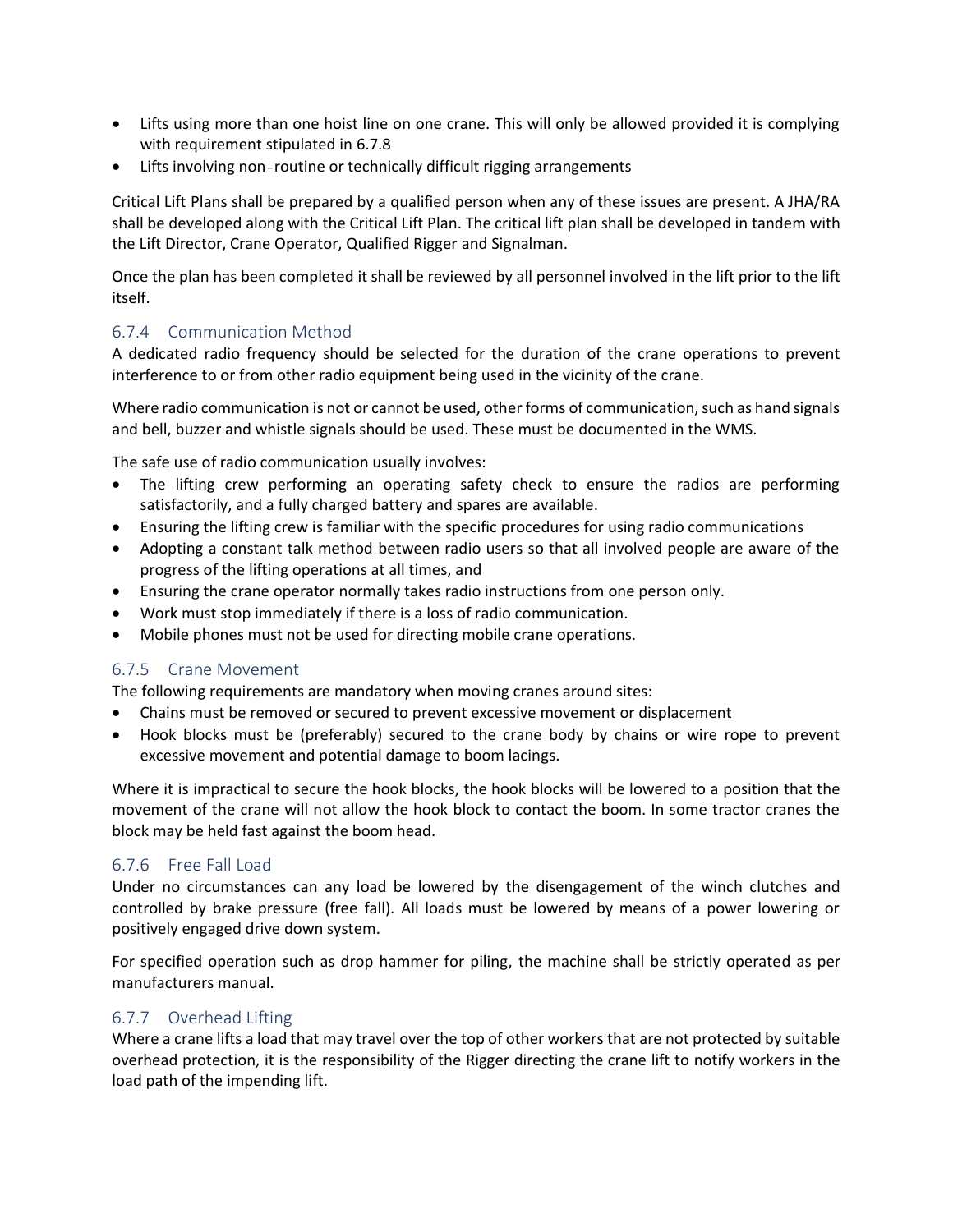- Lifts using more than one hoist line on one crane. This will only be allowed provided it is complying with requirement stipulated in 6.7.8
- Lifts involving non-routine or technically difficult rigging arrangements

Critical Lift Plans shall be prepared by a qualified person when any of these issues are present. A JHA/RA shall be developed along with the Critical Lift Plan. The critical lift plan shall be developed in tandem with the Lift Director, Crane Operator, Qualified Rigger and Signalman.

Once the plan has been completed it shall be reviewed by all personnel involved in the lift prior to the lift itself.

### 6.7.4 Communication Method

A dedicated radio frequency should be selected for the duration of the crane operations to prevent interference to or from other radio equipment being used in the vicinity of the crane.

Where radio communication is not or cannot be used, other forms of communication, such as hand signals and bell, buzzer and whistle signals should be used. These must be documented in the WMS.

The safe use of radio communication usually involves:

- The lifting crew performing an operating safety check to ensure the radios are performing satisfactorily, and a fully charged battery and spares are available.
- Ensuring the lifting crew is familiar with the specific procedures for using radio communications
- Adopting a constant talk method between radio users so that all involved people are aware of the progress of the lifting operations at all times, and
- Ensuring the crane operator normally takes radio instructions from one person only.
- Work must stop immediately if there is a loss of radio communication.
- Mobile phones must not be used for directing mobile crane operations.

### 6.7.5 Crane Movement

The following requirements are mandatory when moving cranes around sites:

- Chains must be removed or secured to prevent excessive movement or displacement
- Hook blocks must be (preferably) secured to the crane body by chains or wire rope to prevent excessive movement and potential damage to boom lacings.

Where it is impractical to secure the hook blocks, the hook blocks will be lowered to a position that the movement of the crane will not allow the hook block to contact the boom. In some tractor cranes the block may be held fast against the boom head.

### 6.7.6 Free Fall Load

Under no circumstances can any load be lowered by the disengagement of the winch clutches and controlled by brake pressure (free fall). All loads must be lowered by means of a power lowering or positively engaged drive down system.

For specified operation such as drop hammer for piling, the machine shall be strictly operated as per manufacturers manual.

### 6.7.7 Overhead Lifting

Where a crane lifts a load that may travel over the top of other workers that are not protected by suitable overhead protection, it is the responsibility of the Rigger directing the crane lift to notify workers in the load path of the impending lift.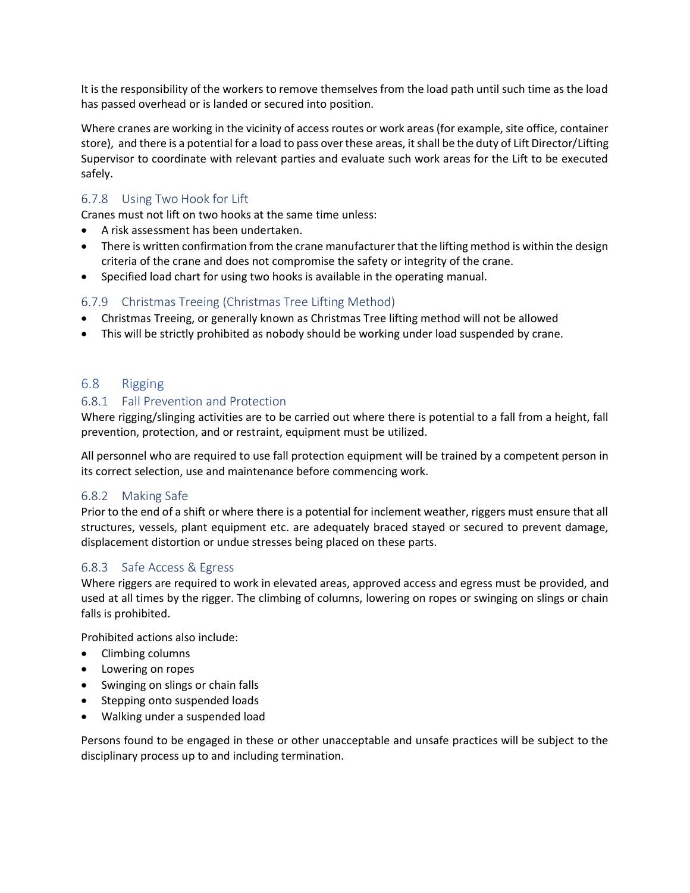It is the responsibility of the workers to remove themselves from the load path until such time as the load has passed overhead or is landed or secured into position.

Where cranes are working in the vicinity of access routes or work areas (for example, site office, container store), and there is a potential for a load to pass over these areas, it shall be the duty of Lift Director/Lifting Supervisor to coordinate with relevant parties and evaluate such work areas for the Lift to be executed safely.

### 6.7.8 Using Two Hook for Lift

Cranes must not lift on two hooks at the same time unless:

- A risk assessment has been undertaken.
- There is written confirmation from the crane manufacturer that the lifting method is within the design criteria of the crane and does not compromise the safety or integrity of the crane.
- Specified load chart for using two hooks is available in the operating manual.

### 6.7.9 Christmas Treeing (Christmas Tree Lifting Method)

- Christmas Treeing, or generally known as Christmas Tree lifting method will not be allowed
- This will be strictly prohibited as nobody should be working under load suspended by crane.

## 6.8 Rigging

### 6.8.1 Fall Prevention and Protection

Where rigging/slinging activities are to be carried out where there is potential to a fall from a height, fall prevention, protection, and or restraint, equipment must be utilized.

All personnel who are required to use fall protection equipment will be trained by a competent person in its correct selection, use and maintenance before commencing work.

### 6.8.2 Making Safe

Prior to the end of a shift or where there is a potential for inclement weather, riggers must ensure that all structures, vessels, plant equipment etc. are adequately braced stayed or secured to prevent damage, displacement distortion or undue stresses being placed on these parts.

### 6.8.3 Safe Access & Egress

Where riggers are required to work in elevated areas, approved access and egress must be provided, and used at all times by the rigger. The climbing of columns, lowering on ropes or swinging on slings or chain falls is prohibited.

Prohibited actions also include:

- Climbing columns
- Lowering on ropes
- Swinging on slings or chain falls
- Stepping onto suspended loads
- Walking under a suspended load

Persons found to be engaged in these or other unacceptable and unsafe practices will be subject to the disciplinary process up to and including termination.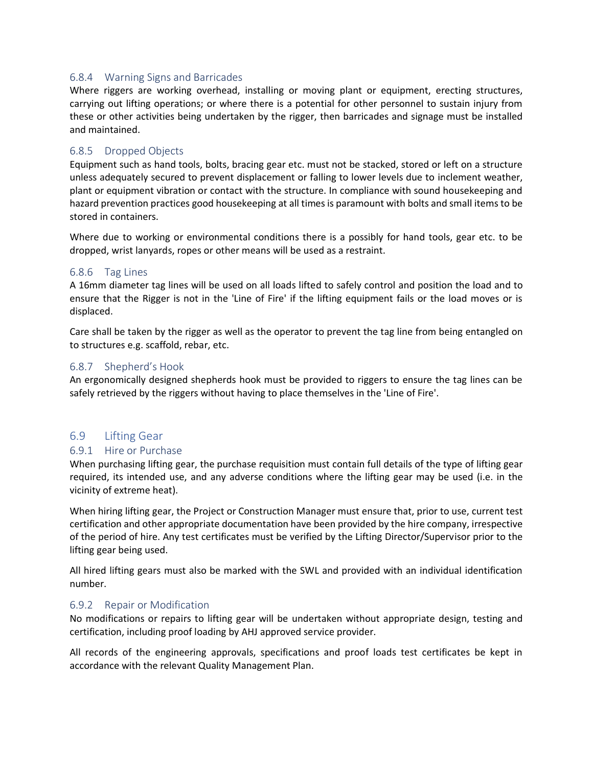### 6.8.4 Warning Signs and Barricades

Where riggers are working overhead, installing or moving plant or equipment, erecting structures, carrying out lifting operations; or where there is a potential for other personnel to sustain injury from these or other activities being undertaken by the rigger, then barricades and signage must be installed and maintained.

### 6.8.5 Dropped Objects

Equipment such as hand tools, bolts, bracing gear etc. must not be stacked, stored or left on a structure unless adequately secured to prevent displacement or falling to lower levels due to inclement weather, plant or equipment vibration or contact with the structure. In compliance with sound housekeeping and hazard prevention practices good housekeeping at all times is paramount with bolts and small items to be stored in containers.

Where due to working or environmental conditions there is a possibly for hand tools, gear etc. to be dropped, wrist lanyards, ropes or other means will be used as a restraint.

### 6.8.6 Tag Lines

A 16mm diameter tag lines will be used on all loads lifted to safely control and position the load and to ensure that the Rigger is not in the 'Line of Fire' if the lifting equipment fails or the load moves or is displaced.

Care shall be taken by the rigger as well as the operator to prevent the tag line from being entangled on to structures e.g. scaffold, rebar, etc.

### 6.8.7 Shepherd's Hook

An ergonomically designed shepherds hook must be provided to riggers to ensure the tag lines can be safely retrieved by the riggers without having to place themselves in the 'Line of Fire'.

## 6.9 Lifting Gear

### 6.9.1 Hire or Purchase

When purchasing lifting gear, the purchase requisition must contain full details of the type of lifting gear required, its intended use, and any adverse conditions where the lifting gear may be used (i.e. in the vicinity of extreme heat).

When hiring lifting gear, the Project or Construction Manager must ensure that, prior to use, current test certification and other appropriate documentation have been provided by the hire company, irrespective of the period of hire. Any test certificates must be verified by the Lifting Director/Supervisor prior to the lifting gear being used.

All hired lifting gears must also be marked with the SWL and provided with an individual identification number.

### 6.9.2 Repair or Modification

No modifications or repairs to lifting gear will be undertaken without appropriate design, testing and certification, including proof loading by AHJ approved service provider.

All records of the engineering approvals, specifications and proof loads test certificates be kept in accordance with the relevant Quality Management Plan.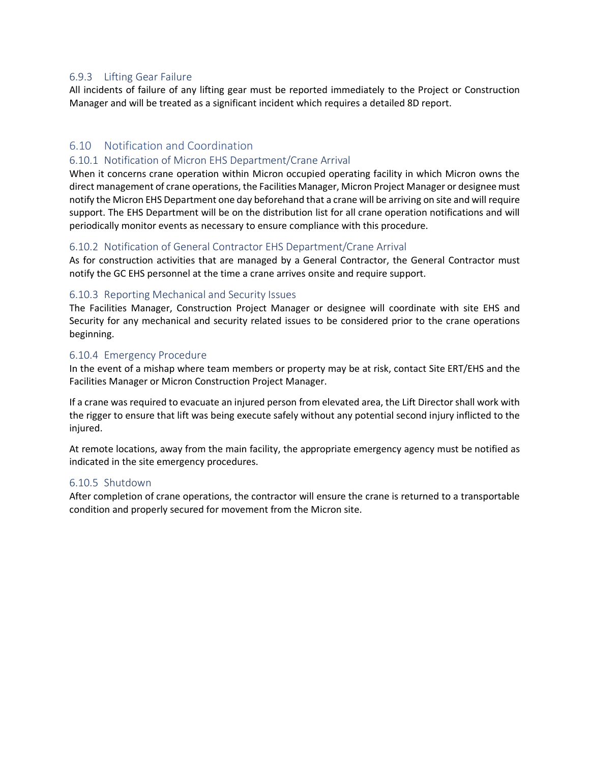### 6.9.3 Lifting Gear Failure

All incidents of failure of any lifting gear must be reported immediately to the Project or Construction Manager and will be treated as a significant incident which requires a detailed 8D report.

## 6.10 Notification and Coordination

### 6.10.1 Notification of Micron EHS Department/Crane Arrival

When it concerns crane operation within Micron occupied operating facility in which Micron owns the direct management of crane operations, the Facilities Manager, Micron Project Manager or designee must notify the Micron EHS Department one day beforehand that a crane will be arriving on site and will require support. The EHS Department will be on the distribution list for all crane operation notifications and will periodically monitor events as necessary to ensure compliance with this procedure.

### 6.10.2 Notification of General Contractor EHS Department/Crane Arrival

As for construction activities that are managed by a General Contractor, the General Contractor must notify the GC EHS personnel at the time a crane arrives onsite and require support.

### 6.10.3 Reporting Mechanical and Security Issues

The Facilities Manager, Construction Project Manager or designee will coordinate with site EHS and Security for any mechanical and security related issues to be considered prior to the crane operations beginning.

### 6.10.4 Emergency Procedure

In the event of a mishap where team members or property may be at risk, contact Site ERT/EHS and the Facilities Manager or Micron Construction Project Manager.

If a crane was required to evacuate an injured person from elevated area, the Lift Director shall work with the rigger to ensure that lift was being execute safely without any potential second injury inflicted to the injured.

At remote locations, away from the main facility, the appropriate emergency agency must be notified as indicated in the site emergency procedures.

### 6.10.5 Shutdown

After completion of crane operations, the contractor will ensure the crane is returned to a transportable condition and properly secured for movement from the Micron site.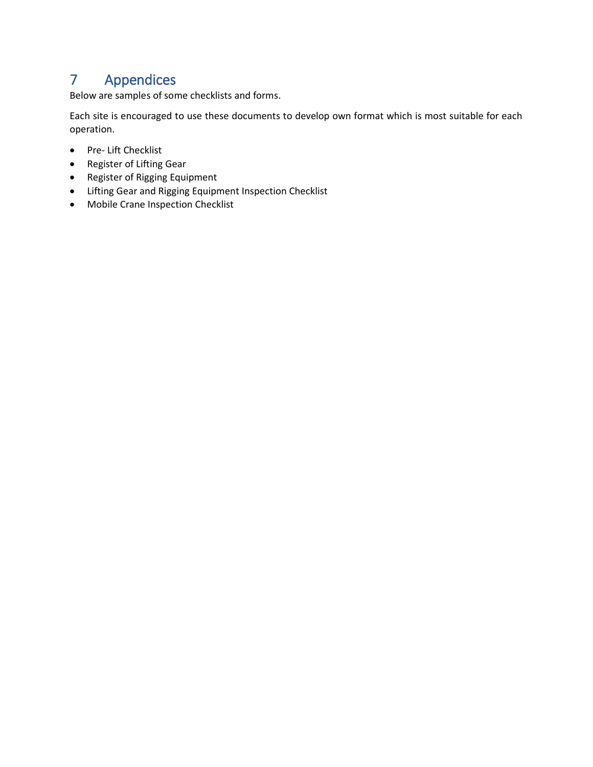# 7 Appendices

Below are samples of some checklists and forms.

Each site is encouraged to use these documents to develop own format which is most suitable for each operation.

- Pre- Lift Checklist
- Register of Lifting Gear
- Register of Rigging Equipment
- Lifting Gear and Rigging Equipment Inspection Checklist
- Mobile Crane Inspection Checklist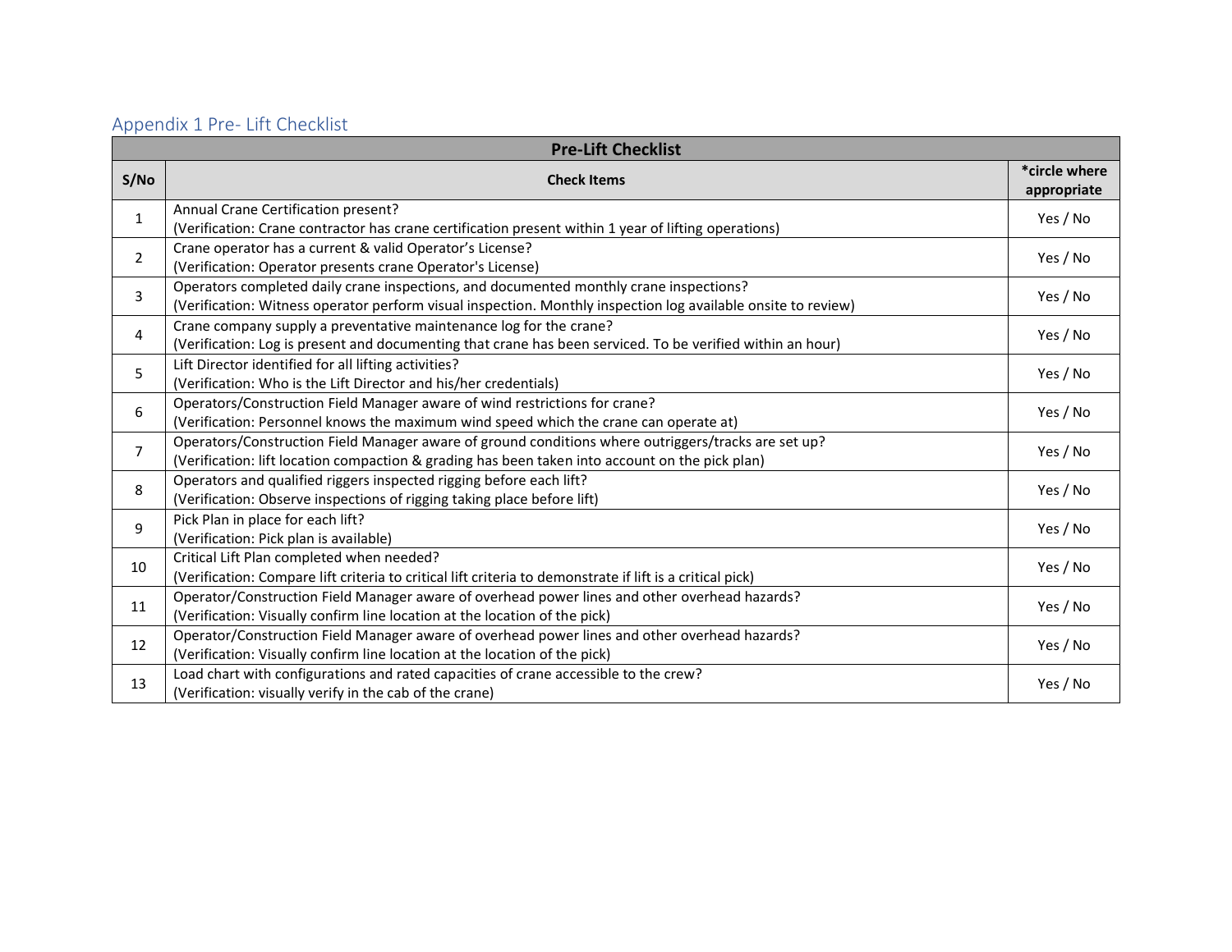## Appendix 1 Pre- Lift Checklist

| Pre-Lift Checklist | | |
|---|---|---|
| **S/No** | **Check Items** | ***circle where appropriate** |
| 1 | Annual Crane Certification present?<br>(Verification: Crane contractor has crane certification present within 1 year of lifting operations) | Yes / No |
| 2 | Crane operator has a current & valid Operator's License?<br>(Verification: Operator presents crane Operator's License) | Yes / No |
| 3 | Operators completed daily crane inspections, and documented monthly crane inspections?<br>(Verification: Witness operator perform visual inspection. Monthly inspection log available onsite to review) | Yes / No |
| 4 | Crane company supply a preventative maintenance log for the crane?<br>(Verification: Log is present and documenting that crane has been serviced. To be verified within an hour) | Yes / No |
| 5 | Lift Director identified for all lifting activities?<br>(Verification: Who is the Lift Director and his/her credentials) | Yes / No |
| 6 | Operators/Construction Field Manager aware of wind restrictions for crane?<br>(Verification: Personnel knows the maximum wind speed which the crane can operate at) | Yes / No |
| 7 | Operators/Construction Field Manager aware of ground conditions where outriggers/tracks are set up?<br>(Verification: lift location compaction & grading has been taken into account on the pick plan) | Yes / No |
| 8 | Operators and qualified riggers inspected rigging before each lift?<br>(Verification: Observe inspections of rigging taking place before lift) | Yes / No |
| 9 | Pick Plan in place for each lift?<br>(Verification: Pick plan is available) | Yes / No |
| 10 | Critical Lift Plan completed when needed?<br>(Verification: Compare lift criteria to critical lift criteria to demonstrate if lift is a critical pick) | Yes / No |
| 11 | Operator/Construction Field Manager aware of overhead power lines and other overhead hazards?<br>(Verification: Visually confirm line location at the location of the pick) | Yes / No |
| 12 | Operator/Construction Field Manager aware of overhead power lines and other overhead hazards?<br>(Verification: Visually confirm line location at the location of the pick) | Yes / No |
| 13 | Load chart with configurations and rated capacities of crane accessible to the crew?<br>(Verification: visually verify in the cab of the crane) | Yes / No |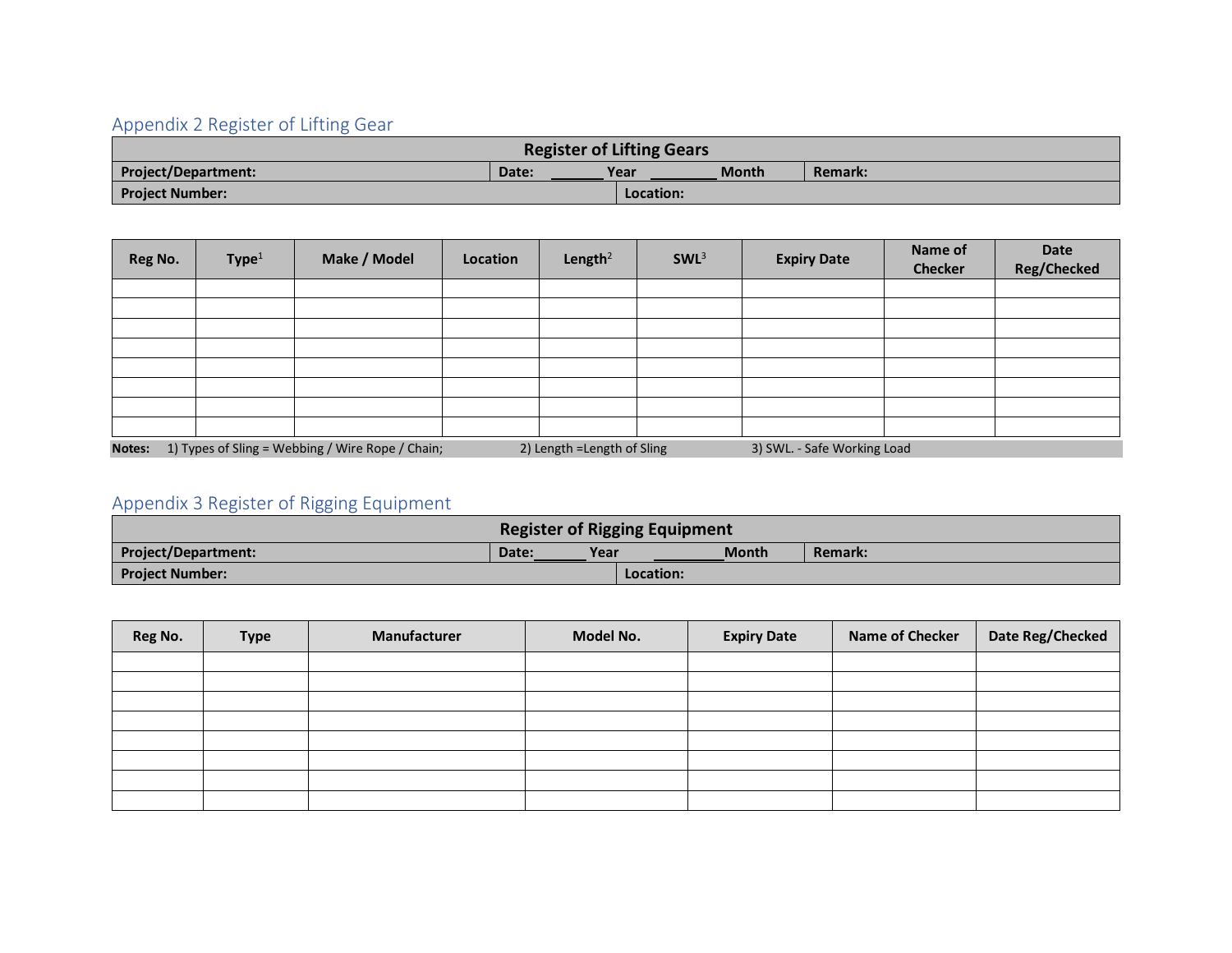## Appendix 2 Register of Lifting Gear

| Register of Lifting Gears | | | |
|---|---|---|---|
| **Project/Department:** | **Date:** _______ **Year** _________ **Month** | **Remark:** | |
| **Project Number:** | | **Location:** | |

| Reg No. | Type[1] | Make / Model | Location | Length[2] | SWL[3] | Expiry Date | Name of Checker | Date Reg/Checked |
|---|---|---|---|---|---|---|---|---|
| | | | | | | | | |
| | | | | | | | | |
| | | | | | | | | |
| | | | | | | | | |
| | | | | | | | | |
| | | | | | | | | |
| | | | | | | | | |
| | | | | | | | | |

**Notes:** 1) Types of Sling = Webbing / Wire Rope / Chain; 2) Length =Length of Sling 3) SWL. - Safe Working Load

## Appendix 3 Register of Rigging Equipment

| Register of Rigging Equipment | | | |
|---|---|---|---|
| **Project/Department:** | **Date:**_______ **Year** _________**Month** | **Remark:** | |
| **Project Number:** | | **Location:** | |

| Reg No. | Type | Manufacturer | Model No. | Expiry Date | Name of Checker | Date Reg/Checked |
|---|---|---|---|---|---|---|
| | | | | | | |
| | | | | | | |
| | | | | | | |
| | | | | | | |
| | | | | | | |
| | | | | | | |
| | | | | | | |
| | | | | | | |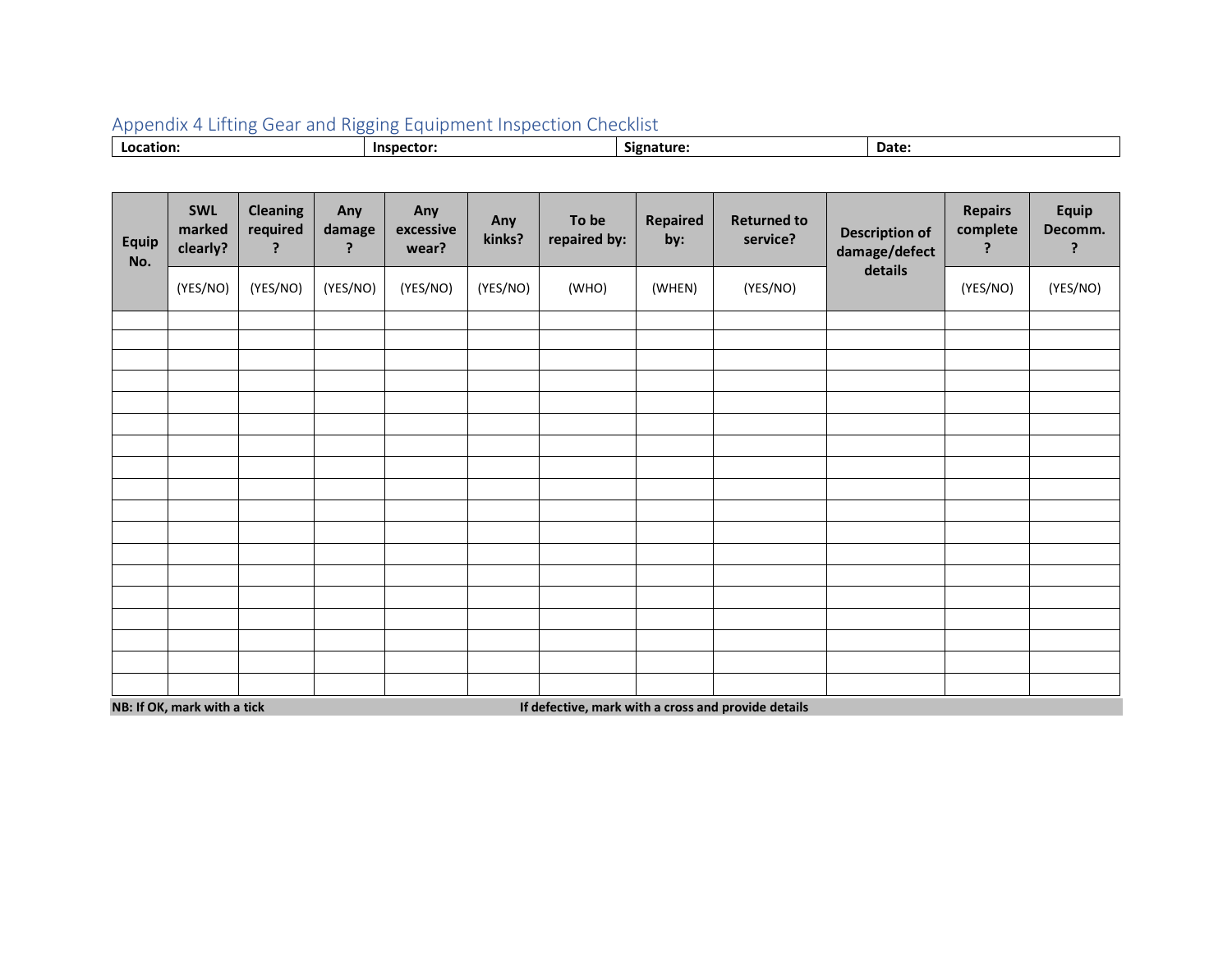## Appendix 4 Lifting Gear and Rigging Equipment Inspection Checklist

| **Location:** | **Inspector:** | **Signature:** | **Date:** |
|---|---|---|---|

| **Equip No.** | **SWL marked clearly?** | **Cleaning required ?** | **Any damage ?** | **Any excessive wear?** | **Any kinks?** | **To be repaired by:** | **Repaired by:** | **Returned to service?** | **Description of damage/defect details** | **Repairs complete ?** | **Equip Decomm. ?** |
|---|---|---|---|---|---|---|---|---|---|---|---|
| | (YES/NO) | (YES/NO) | (YES/NO) | (YES/NO) | (YES/NO) | (WHO) | (WHEN) | (YES/NO) | | (YES/NO) | (YES/NO) |
| | | | | | | | | | | | |
| | | | | | | | | | | | |
| | | | | | | | | | | | |
| | | | | | | | | | | | |
| | | | | | | | | | | | |
| | | | | | | | | | | | |
| | | | | | | | | | | | |
| | | | | | | | | | | | |
| | | | | | | | | | | | |
| | | | | | | | | | | | |
| | | | | | | | | | | | |
| | | | | | | | | | | | |
| | | | | | | | | | | | |
| | | | | | | | | | | | |
| | | | | | | | | | | | |
| | | | | | | | | | | | |
| | | | | | | | | | | | |
| | | | | | | | | | | | |

**NB: If OK, mark with a tick** **If defective, mark with a cross and provide details**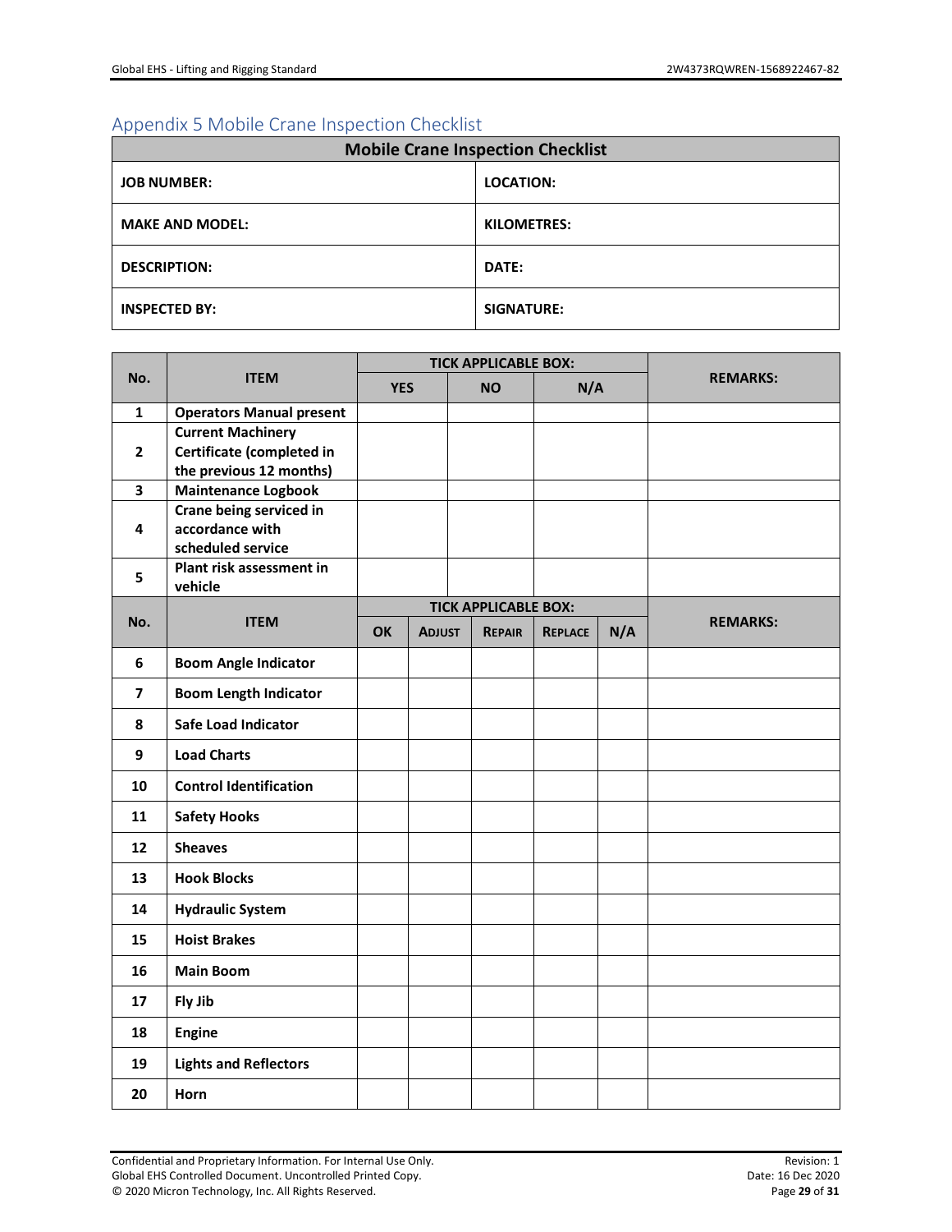## Appendix 5 Mobile Crane Inspection Checklist

| **Mobile Crane Inspection Checklist** | |
|---|---|
| **JOB NUMBER:** | **LOCATION:** |
| **MAKE AND MODEL:** | **KILOMETRES:** |
| **DESCRIPTION:** | **DATE:** |
| **INSPECTED BY:** | **SIGNATURE:** |

| No. | ITEM | TICK APPLICABLE BOX: | | | REMARKS: |
|---|---|---|---|---|---|
| | | YES | NO | N/A | |
| **1** | **Operators Manual present** | | | | |
| **2** | **Current Machinery Certificate (completed in the previous 12 months)** | | | | |
| **3** | **Maintenance Logbook** | | | | |
| **4** | **Crane being serviced in accordance with scheduled service** | | | | |
| **5** | **Plant risk assessment in vehicle** | | | | |

| No. | ITEM | TICK APPLICABLE BOX: | | | | | REMARKS: |
|---|---|---|---|---|---|---|---|
| | | OK | ADJUST | REPAIR | REPLACE | N/A | |
| **6** | **Boom Angle Indicator** | | | | | | |
| **7** | **Boom Length Indicator** | | | | | | |
| **8** | **Safe Load Indicator** | | | | | | |
| **9** | **Load Charts** | | | | | | |
| **10** | **Control Identification** | | | | | | |
| **11** | **Safety Hooks** | | | | | | |
| **12** | **Sheaves** | | | | | | |
| **13** | **Hook Blocks** | | | | | | |
| **14** | **Hydraulic System** | | | | | | |
| **15** | **Hoist Brakes** | | | | | | |
| **16** | **Main Boom** | | | | | | |
| **17** | **Fly Jib** | | | | | | |
| **18** | **Engine** | | | | | | |
| **19** | **Lights and Reflectors** | | | | | | |
| **20** | **Horn** | | | | | | |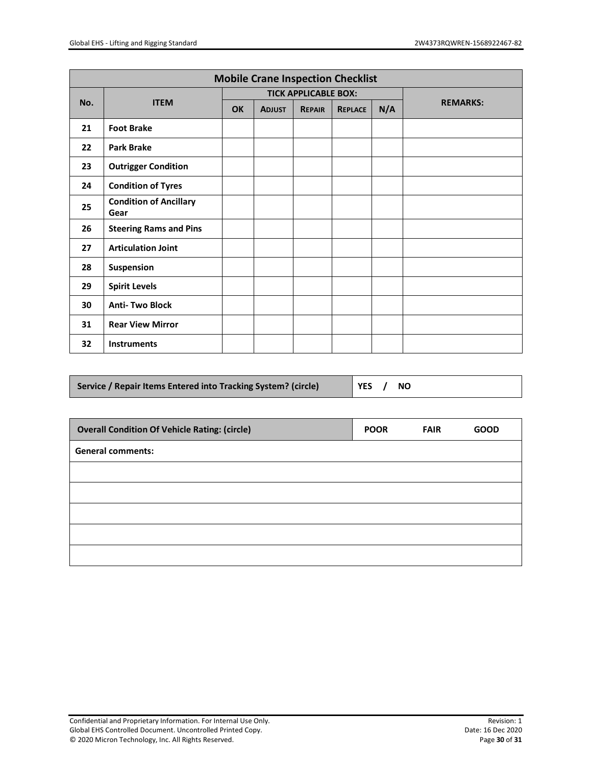| Mobile Crane Inspection Checklist | | | | | | | |
|---|---|---|---|---|---|---|---|
| No. | ITEM | TICK APPLICABLE BOX: | | | | | REMARKS: |
| | | OK | ADJUST | REPAIR | REPLACE | N/A | |
| 21 | **Foot Brake** | | | | | | |
| 22 | **Park Brake** | | | | | | |
| 23 | **Outrigger Condition** | | | | | | |
| 24 | **Condition of Tyres** | | | | | | |
| 25 | **Condition of Ancillary Gear** | | | | | | |
| 26 | **Steering Rams and Pins** | | | | | | |
| 27 | **Articulation Joint** | | | | | | |
| 28 | **Suspension** | | | | | | |
| 29 | **Spirit Levels** | | | | | | |
| 30 | **Anti- Two Block** | | | | | | |
| 31 | **Rear View Mirror** | | | | | | |
| 32 | **Instruments** | | | | | | |

| Service / Repair Items Entered into Tracking System? (circle) | YES / NO |
|---|---|

| Overall Condition Of Vehicle Rating: (circle) | POOR | FAIR | GOOD |
|---|---|---|---|
| **General comments:** | | | |
| | | | |
| | | | |
| | | | |
| | | | |
| | | | |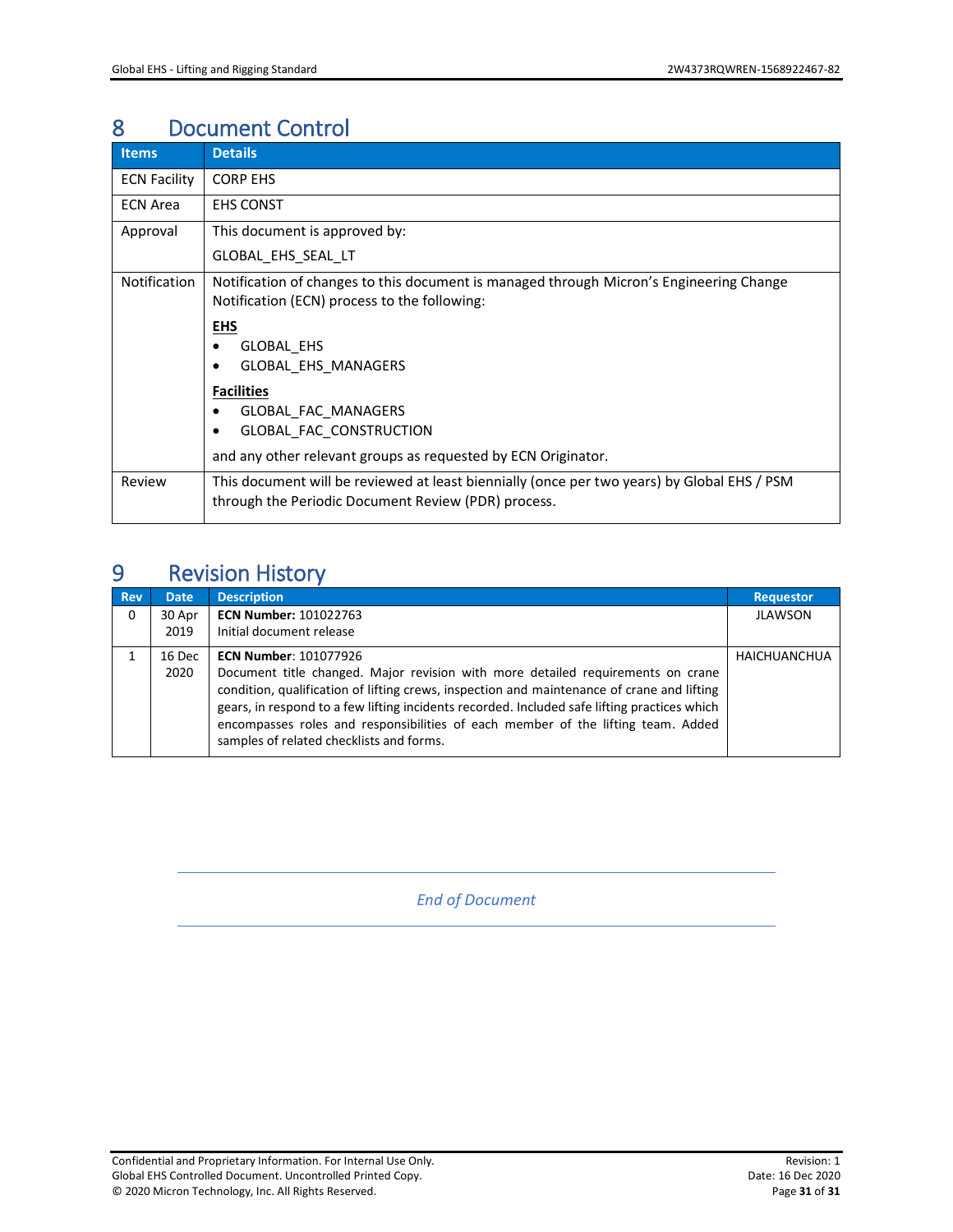# 8 Document Control

| Items | Details |
|---|---|
| ECN Facility | CORP EHS |
| ECN Area | EHS CONST |
| Approval | This document is approved by:<br>GLOBAL_EHS_SEAL_LT |
| Notification | Notification of changes to this document is managed through Micron's Engineering Change Notification (ECN) process to the following:<br>**EHS**<br>• GLOBAL_EHS<br>• GLOBAL_EHS_MANAGERS<br>**Facilities**<br>• GLOBAL_FAC_MANAGERS<br>• GLOBAL_FAC_CONSTRUCTION<br>and any other relevant groups as requested by ECN Originator. |
| Review | This document will be reviewed at least biennially (once per two years) by Global EHS / PSM through the Periodic Document Review (PDR) process. |

# 9 Revision History

| Rev | Date | Description | Requestor |
|---|---|---|---|
| 0 | 30 Apr 2019 | **ECN Number:** 101022763<br>Initial document release | JLAWSON |
| 1 | 16 Dec 2020 | **ECN Number**: 101077926<br>Document title changed. Major revision with more detailed requirements on crane condition, qualification of lifting crews, inspection and maintenance of crane and lifting gears, in respond to a few lifting incidents recorded. Included safe lifting practices which encompasses roles and responsibilities of each member of the lifting team. Added samples of related checklists and forms. | HAICHUANCHUA |

*End of Document*